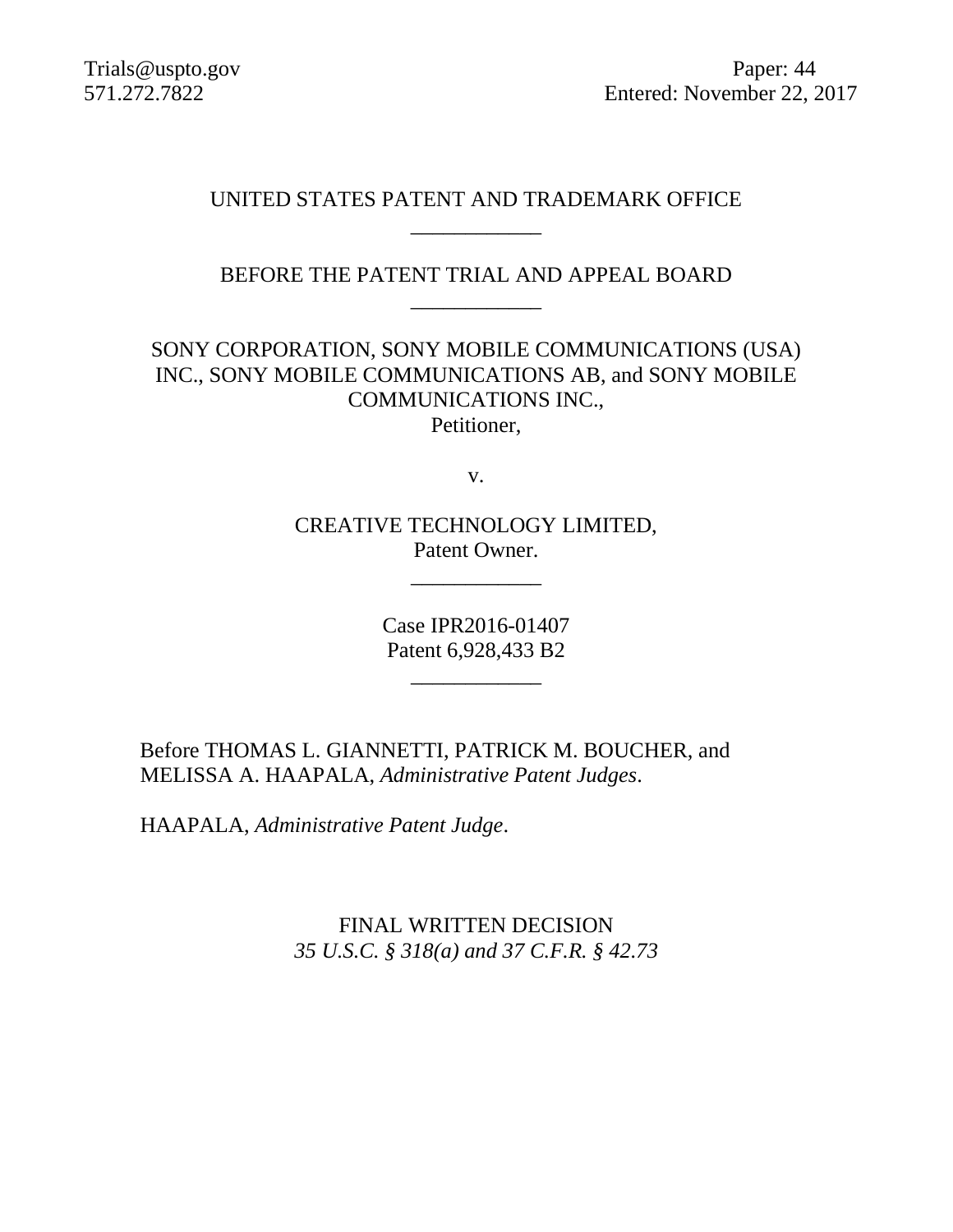Trials@uspto.gov  
571.272.7822

Paper: 44  
Entered: November 22, 2017

UNITED STATES PATENT AND TRADEMARK OFFICE

____________

BEFORE THE PATENT TRIAL AND APPEAL BOARD

____________

SONY CORPORATION, SONY MOBILE COMMUNICATIONS (USA) INC., SONY MOBILE COMMUNICATIONS AB, and SONY MOBILE COMMUNICATIONS INC.,  
Petitioner,

v.

CREATIVE TECHNOLOGY LIMITED,  
Patent Owner.

____________

Case IPR2016-01407  
Patent 6,928,433 B2

____________

Before THOMAS L. GIANNETTI, PATRICK M. BOUCHER, and MELISSA A. HAAPALA, *Administrative Patent Judges*.

HAAPALA, *Administrative Patent Judge*.

FINAL WRITTEN DECISION  
*35 U.S.C. § 318(a) and 37 C.F.R. § 42.73*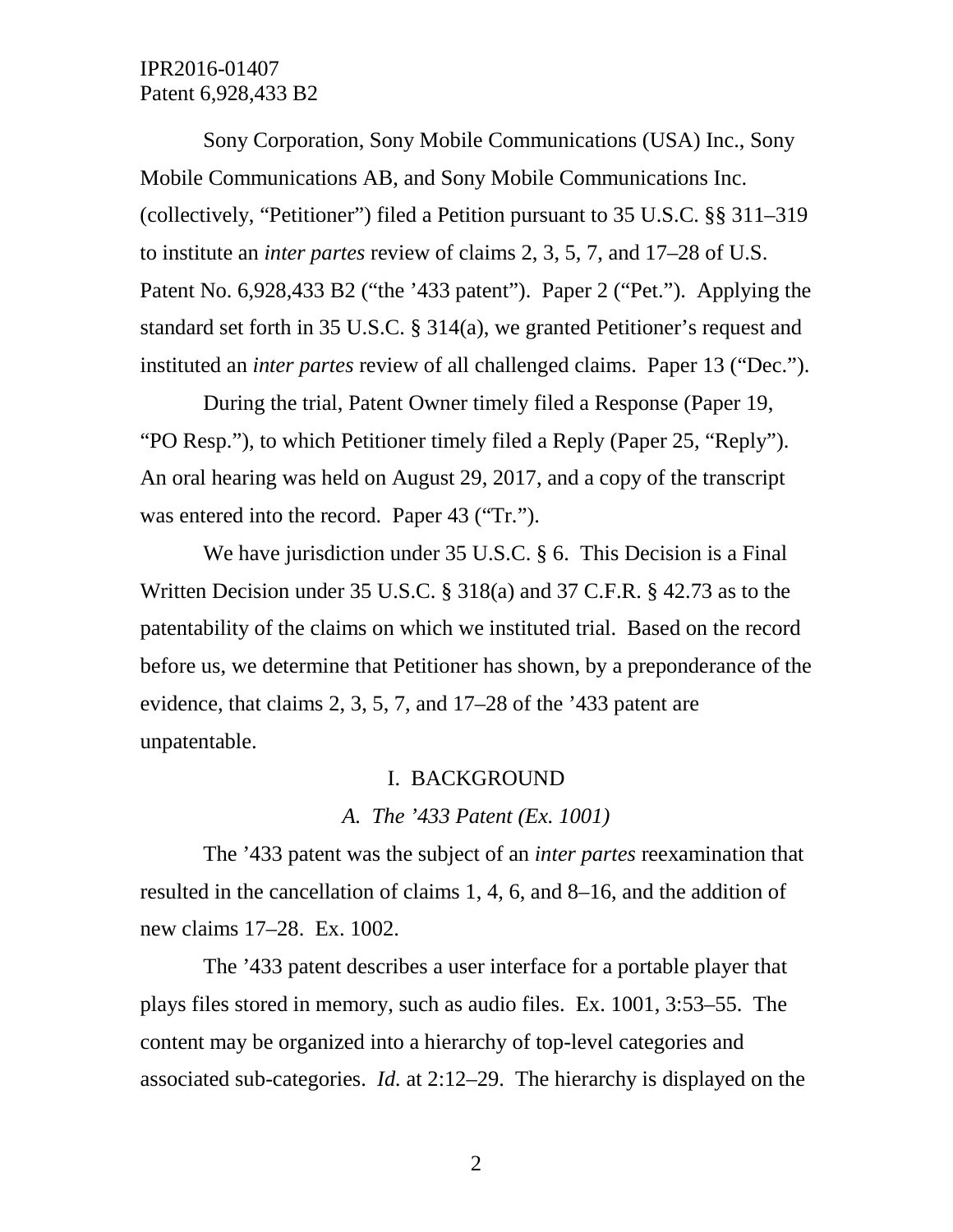Sony Corporation, Sony Mobile Communications (USA) Inc., Sony Mobile Communications AB, and Sony Mobile Communications Inc. (collectively, "Petitioner") filed a Petition pursuant to 35 U.S.C. §§ 311–319 to institute an *inter partes* review of claims 2, 3, 5, 7, and 17–28 of U.S. Patent No. 6,928,433 B2 ("the '433 patent"). Paper 2 ("Pet."). Applying the standard set forth in 35 U.S.C. § 314(a), we granted Petitioner's request and instituted an *inter partes* review of all challenged claims. Paper 13 ("Dec.").

During the trial, Patent Owner timely filed a Response (Paper 19, "PO Resp."), to which Petitioner timely filed a Reply (Paper 25, "Reply"). An oral hearing was held on August 29, 2017, and a copy of the transcript was entered into the record. Paper 43 ("Tr.").

We have jurisdiction under 35 U.S.C. § 6. This Decision is a Final Written Decision under 35 U.S.C. § 318(a) and 37 C.F.R. § 42.73 as to the patentability of the claims on which we instituted trial. Based on the record before us, we determine that Petitioner has shown, by a preponderance of the evidence, that claims 2, 3, 5, 7, and 17–28 of the '433 patent are unpatentable.

## I. BACKGROUND

### *A. The '433 Patent (Ex. 1001)*

The '433 patent was the subject of an *inter partes* reexamination that resulted in the cancellation of claims 1, 4, 6, and 8–16, and the addition of new claims 17–28. Ex. 1002.

The '433 patent describes a user interface for a portable player that plays files stored in memory, such as audio files. Ex. 1001, 3:53–55. The content may be organized into a hierarchy of top-level categories and associated sub-categories. *Id.* at 2:12–29. The hierarchy is displayed on the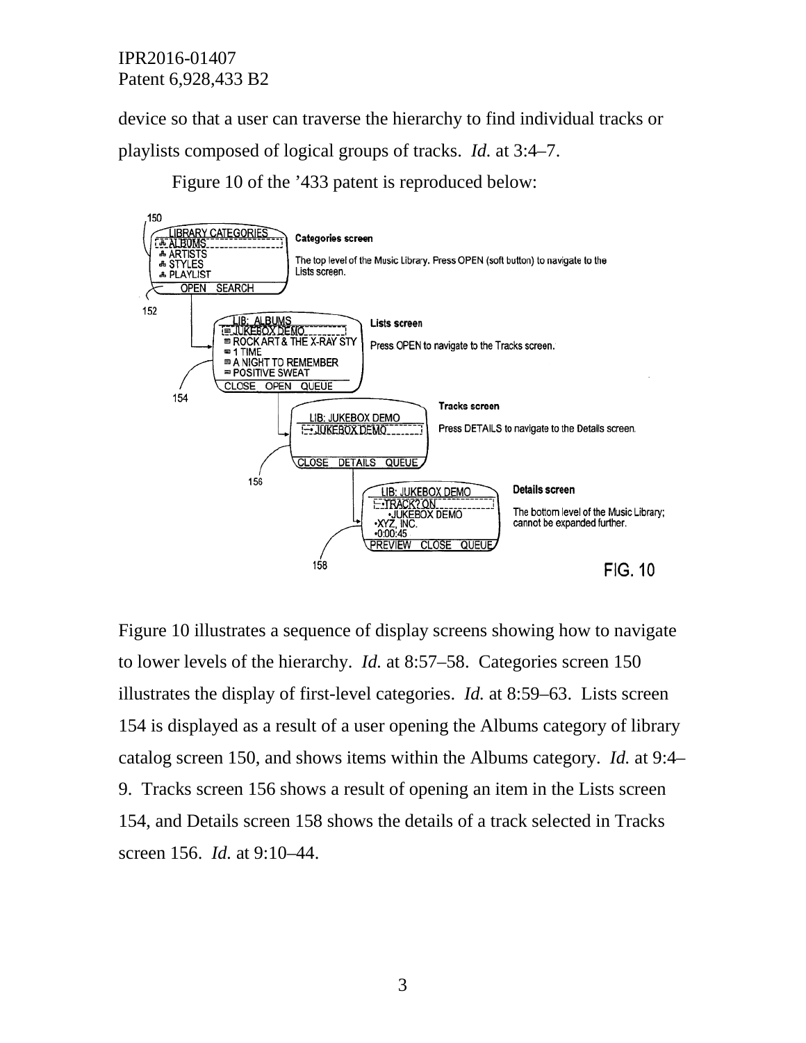device so that a user can traverse the hierarchy to find individual tracks or playlists composed of logical groups of tracks. *Id.* at 3:4–7.

Figure 10 of the '433 patent is reproduced below:

Figure 10 illustrates a sequence of display screens showing how to navigate to lower levels of the hierarchy. *Id.* at 8:57–58. Categories screen 150 illustrates the display of first-level categories. *Id.* at 8:59–63. Lists screen 154 is displayed as a result of a user opening the Albums category of library catalog screen 150, and shows items within the Albums category. *Id.* at 9:4–9. Tracks screen 156 shows a result of opening an item in the Lists screen 154, and Details screen 158 shows the details of a track selected in Tracks screen 156. *Id.* at 9:10–44.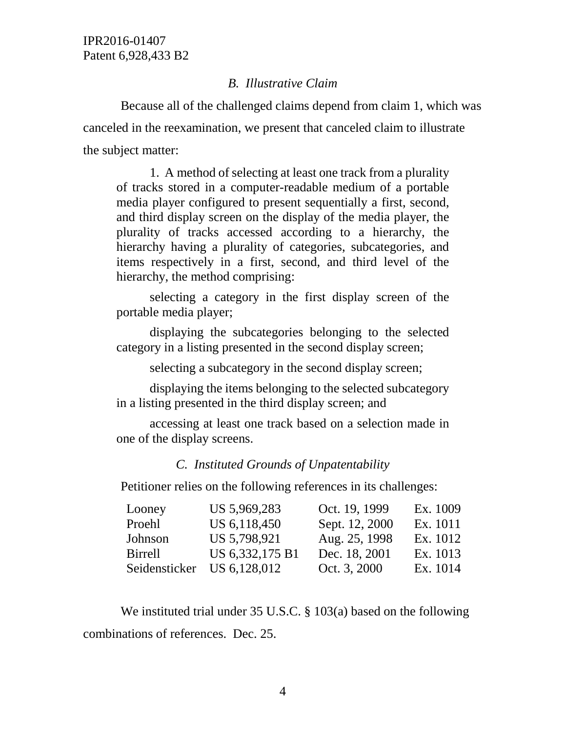### *B. Illustrative Claim*

Because all of the challenged claims depend from claim 1, which was canceled in the reexamination, we present that canceled claim to illustrate the subject matter:

> 1. A method of selecting at least one track from a plurality of tracks stored in a computer-readable medium of a portable media player configured to present sequentially a first, second, and third display screen on the display of the media player, the plurality of tracks accessed according to a hierarchy, the hierarchy having a plurality of categories, subcategories, and items respectively in a first, second, and third level of the hierarchy, the method comprising:
>
> selecting a category in the first display screen of the portable media player;
>
> displaying the subcategories belonging to the selected category in a listing presented in the second display screen;
>
> selecting a subcategory in the second display screen;
>
> displaying the items belonging to the selected subcategory in a listing presented in the third display screen; and
>
> accessing at least one track based on a selection made in one of the display screens.

### *C. Instituted Grounds of Unpatentability*

Petitioner relies on the following references in its challenges:

| | | | |
|---|---|---|---|
| Looney | US 5,969,283 | Oct. 19, 1999 | Ex. 1009 |
| Proehl | US 6,118,450 | Sept. 12, 2000 | Ex. 1011 |
| Johnson | US 5,798,921 | Aug. 25, 1998 | Ex. 1012 |
| Birrell | US 6,332,175 B1 | Dec. 18, 2001 | Ex. 1013 |
| Seidensticker | US 6,128,012 | Oct. 3, 2000 | Ex. 1014 |

We instituted trial under 35 U.S.C. § 103(a) based on the following combinations of references. Dec. 25.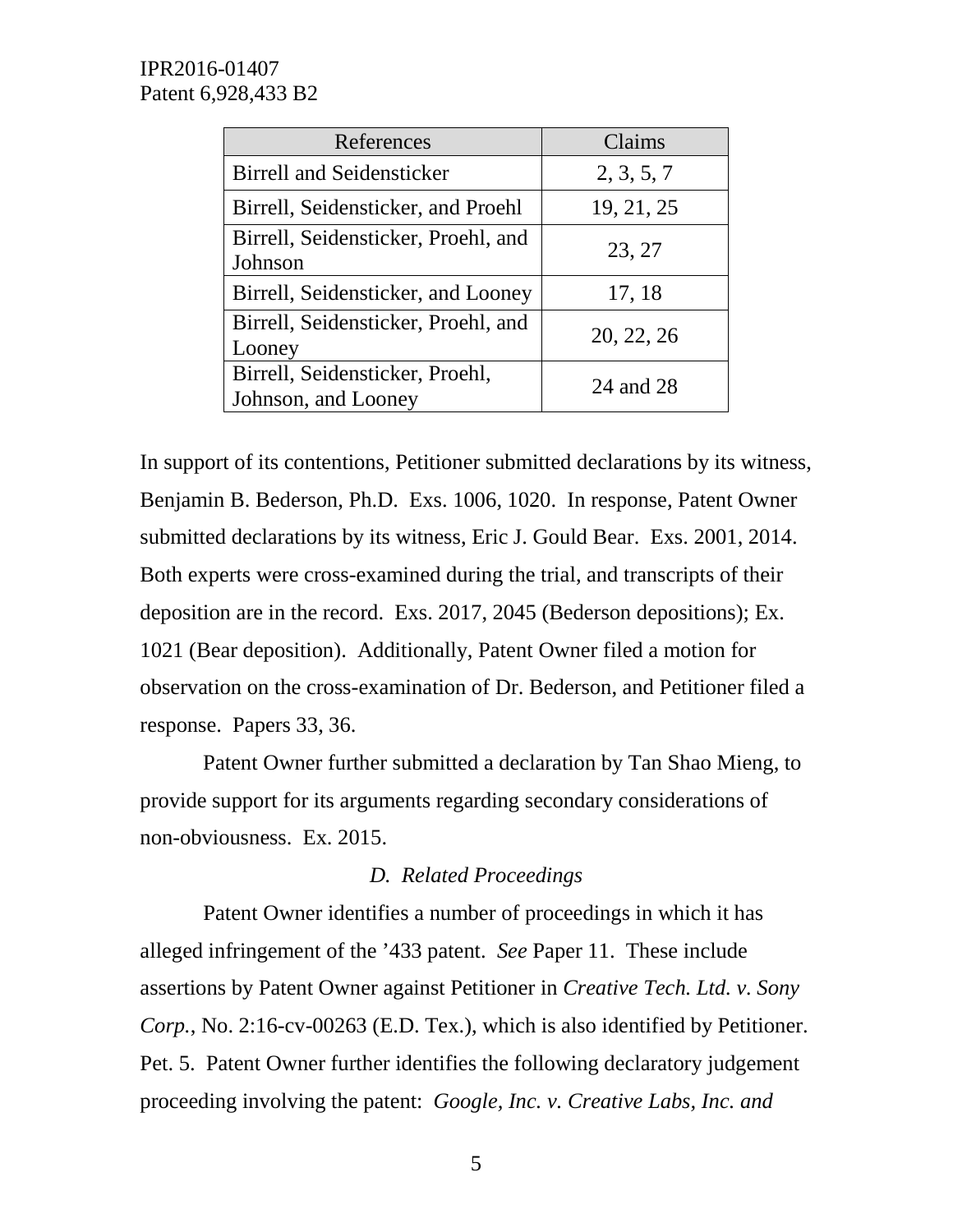| References | Claims |
|---|---|
| Birrell and Seidensticker | 2, 3, 5, 7 |
| Birrell, Seidensticker, and Proehl | 19, 21, 25 |
| Birrell, Seidensticker, Proehl, and Johnson | 23, 27 |
| Birrell, Seidensticker, and Looney | 17, 18 |
| Birrell, Seidensticker, Proehl, and Looney | 20, 22, 26 |
| Birrell, Seidensticker, Proehl, Johnson, and Looney | 24 and 28 |

In support of its contentions, Petitioner submitted declarations by its witness, Benjamin B. Bederson, Ph.D. Exs. 1006, 1020. In response, Patent Owner submitted declarations by its witness, Eric J. Gould Bear. Exs. 2001, 2014. Both experts were cross-examined during the trial, and transcripts of their deposition are in the record. Exs. 2017, 2045 (Bederson depositions); Ex. 1021 (Bear deposition). Additionally, Patent Owner filed a motion for observation on the cross-examination of Dr. Bederson, and Petitioner filed a response. Papers 33, 36.

Patent Owner further submitted a declaration by Tan Shao Mieng, to provide support for its arguments regarding secondary considerations of non-obviousness. Ex. 2015.

*D. Related Proceedings*

Patent Owner identifies a number of proceedings in which it has alleged infringement of the '433 patent. *See* Paper 11. These include assertions by Patent Owner against Petitioner in *Creative Tech. Ltd. v. Sony Corp.*, No. 2:16-cv-00263 (E.D. Tex.), which is also identified by Petitioner. Pet. 5. Patent Owner further identifies the following declaratory judgement proceeding involving the patent: *Google, Inc. v. Creative Labs, Inc. and*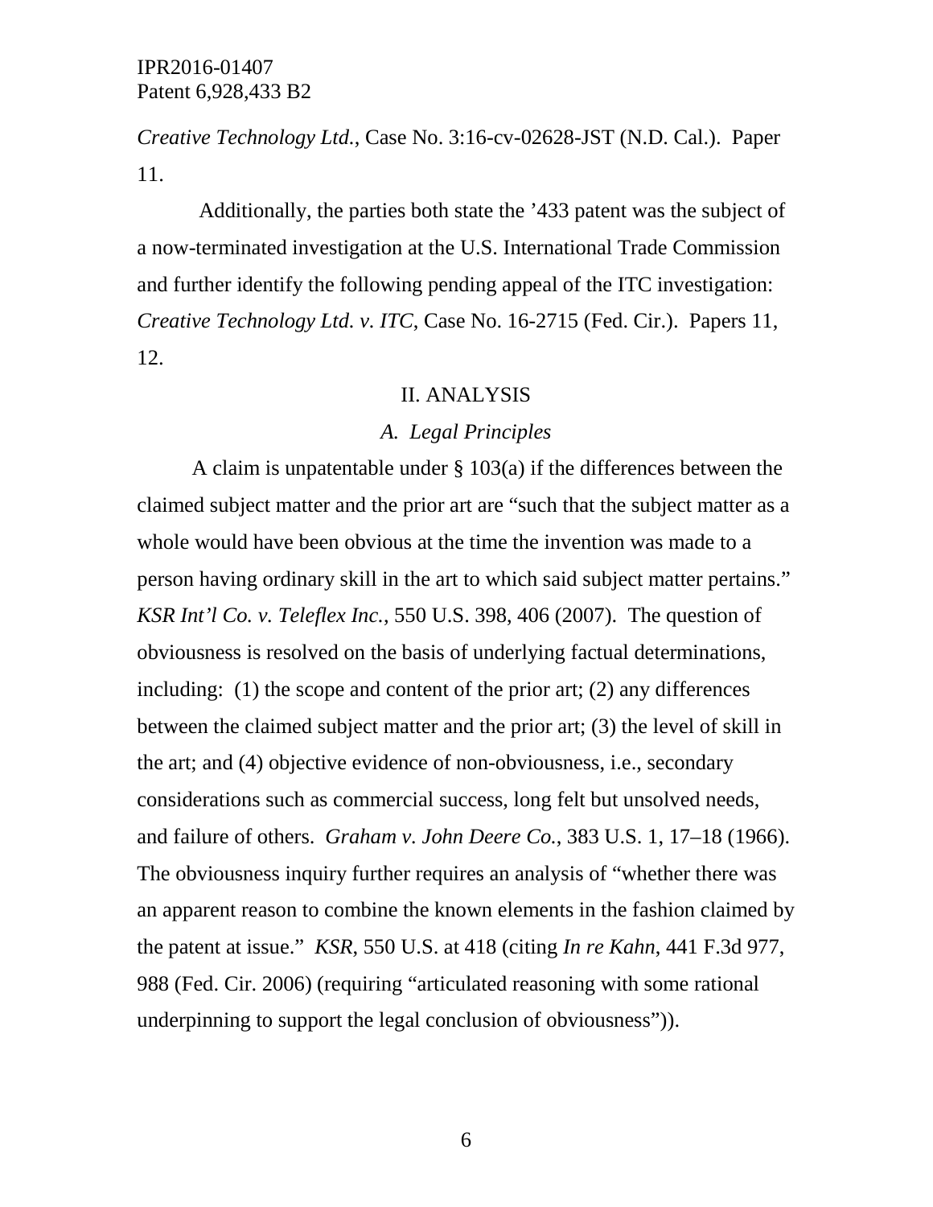*Creative Technology Ltd.*, Case No. 3:16-cv-02628-JST (N.D. Cal.). Paper 11.

Additionally, the parties both state the '433 patent was the subject of a now-terminated investigation at the U.S. International Trade Commission and further identify the following pending appeal of the ITC investigation: *Creative Technology Ltd. v. ITC*, Case No. 16-2715 (Fed. Cir.). Papers 11, 12.

## II. ANALYSIS

### *A. Legal Principles*

A claim is unpatentable under § 103(a) if the differences between the claimed subject matter and the prior art are "such that the subject matter as a whole would have been obvious at the time the invention was made to a person having ordinary skill in the art to which said subject matter pertains." *KSR Int'l Co. v. Teleflex Inc.*, 550 U.S. 398, 406 (2007). The question of obviousness is resolved on the basis of underlying factual determinations, including: (1) the scope and content of the prior art; (2) any differences between the claimed subject matter and the prior art; (3) the level of skill in the art; and (4) objective evidence of non-obviousness, i.e., secondary considerations such as commercial success, long felt but unsolved needs, and failure of others. *Graham v. John Deere Co.*, 383 U.S. 1, 17–18 (1966). The obviousness inquiry further requires an analysis of "whether there was an apparent reason to combine the known elements in the fashion claimed by the patent at issue." *KSR*, 550 U.S. at 418 (citing *In re Kahn*, 441 F.3d 977, 988 (Fed. Cir. 2006) (requiring "articulated reasoning with some rational underpinning to support the legal conclusion of obviousness")).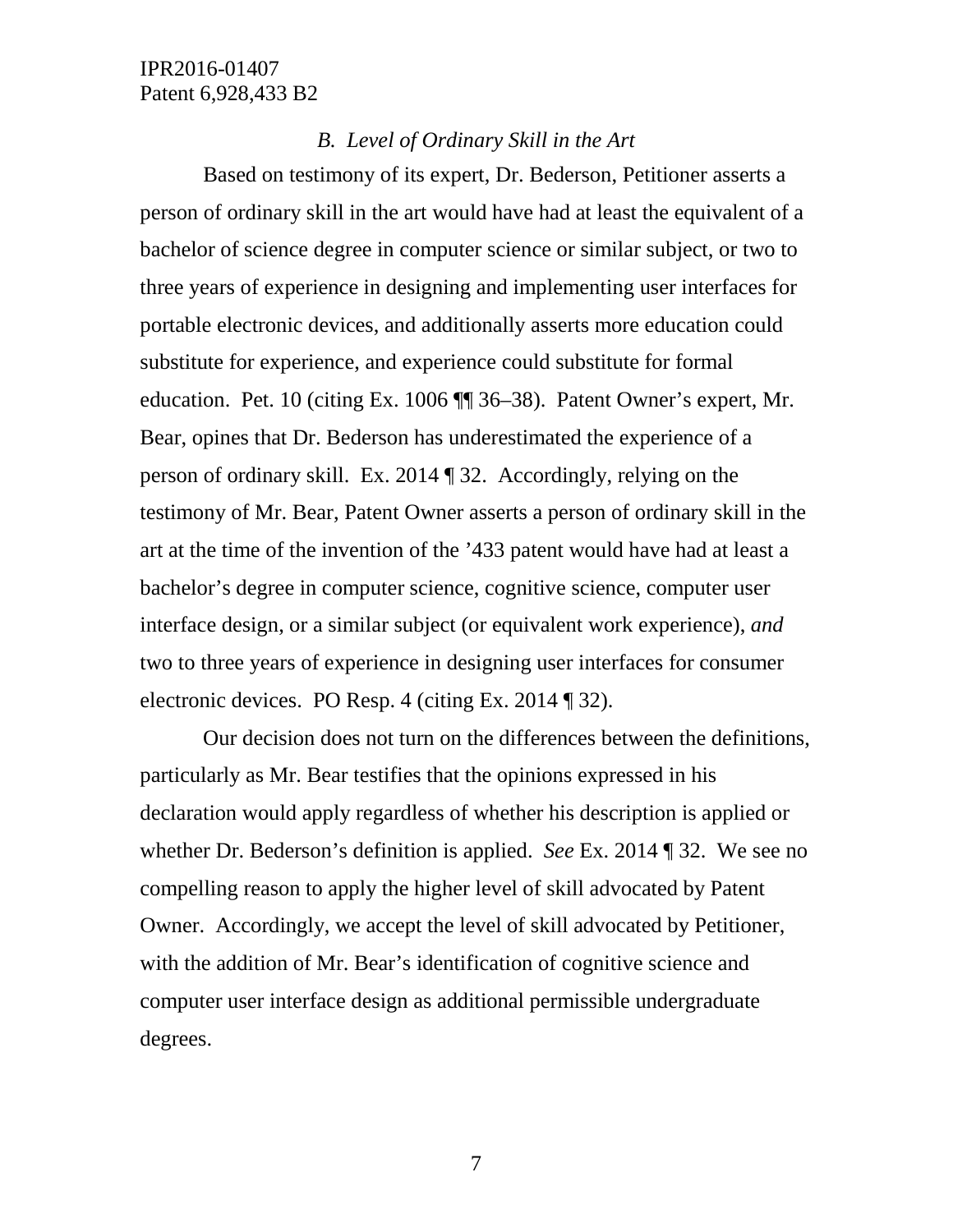### *B. Level of Ordinary Skill in the Art*

Based on testimony of its expert, Dr. Bederson, Petitioner asserts a person of ordinary skill in the art would have had at least the equivalent of a bachelor of science degree in computer science or similar subject, or two to three years of experience in designing and implementing user interfaces for portable electronic devices, and additionally asserts more education could substitute for experience, and experience could substitute for formal education. Pet. 10 (citing Ex. 1006 ¶¶ 36–38). Patent Owner's expert, Mr. Bear, opines that Dr. Bederson has underestimated the experience of a person of ordinary skill. Ex. 2014 ¶ 32. Accordingly, relying on the testimony of Mr. Bear, Patent Owner asserts a person of ordinary skill in the art at the time of the invention of the '433 patent would have had at least a bachelor's degree in computer science, cognitive science, computer user interface design, or a similar subject (or equivalent work experience), *and* two to three years of experience in designing user interfaces for consumer electronic devices. PO Resp. 4 (citing Ex. 2014 ¶ 32).

Our decision does not turn on the differences between the definitions, particularly as Mr. Bear testifies that the opinions expressed in his declaration would apply regardless of whether his description is applied or whether Dr. Bederson's definition is applied. *See* Ex. 2014 ¶ 32. We see no compelling reason to apply the higher level of skill advocated by Patent Owner. Accordingly, we accept the level of skill advocated by Petitioner, with the addition of Mr. Bear's identification of cognitive science and computer user interface design as additional permissible undergraduate degrees.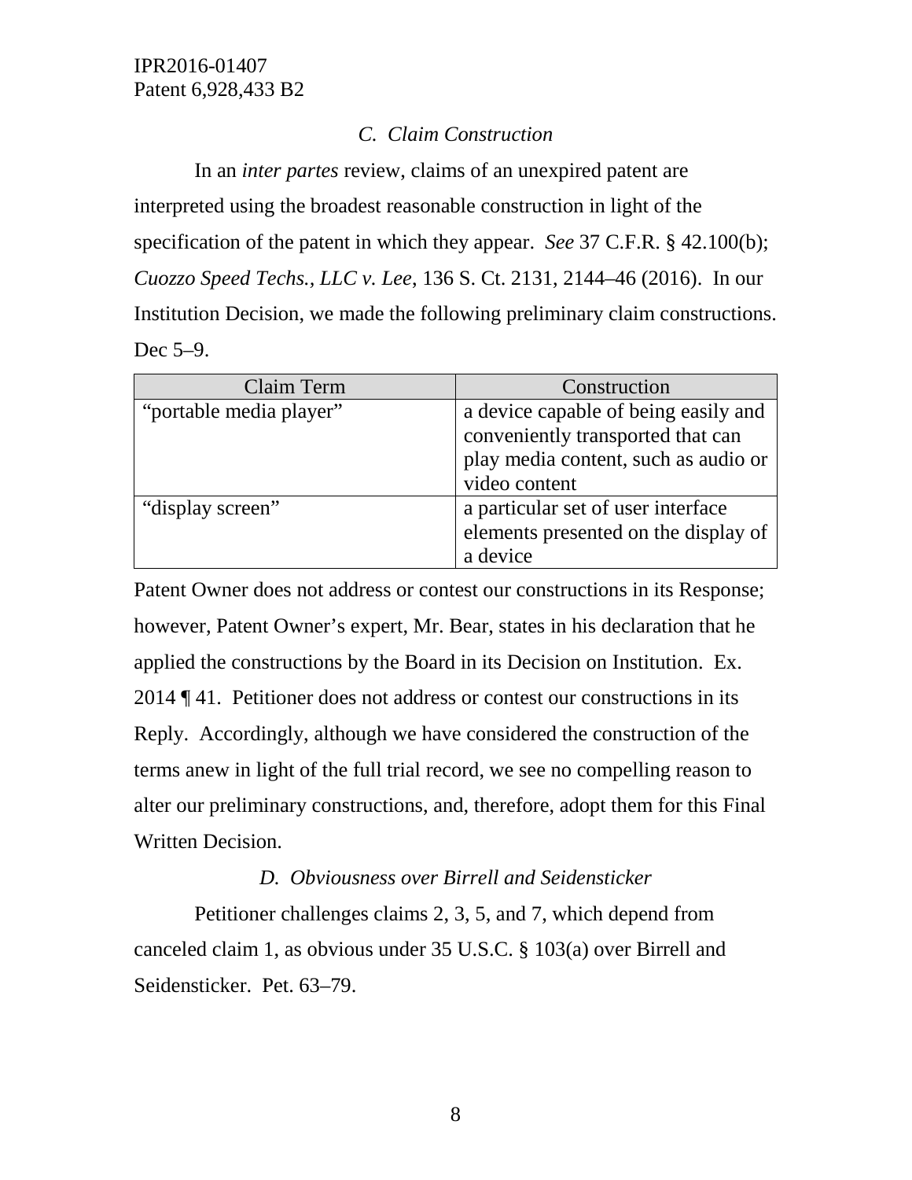### *C. Claim Construction*

In an *inter partes* review, claims of an unexpired patent are interpreted using the broadest reasonable construction in light of the specification of the patent in which they appear. *See* 37 C.F.R. § 42.100(b); *Cuozzo Speed Techs., LLC v. Lee*, 136 S. Ct. 2131, 2144–46 (2016). In our Institution Decision, we made the following preliminary claim constructions. Dec 5–9.

| Claim Term | Construction |
|---|---|
| "portable media player" | a device capable of being easily and conveniently transported that can play media content, such as audio or video content |
| "display screen" | a particular set of user interface elements presented on the display of a device |

Patent Owner does not address or contest our constructions in its Response; however, Patent Owner's expert, Mr. Bear, states in his declaration that he applied the constructions by the Board in its Decision on Institution. Ex. 2014 ¶ 41. Petitioner does not address or contest our constructions in its Reply. Accordingly, although we have considered the construction of the terms anew in light of the full trial record, we see no compelling reason to alter our preliminary constructions, and, therefore, adopt them for this Final Written Decision.

### *D. Obviousness over Birrell and Seidensticker*

Petitioner challenges claims 2, 3, 5, and 7, which depend from canceled claim 1, as obvious under 35 U.S.C. § 103(a) over Birrell and Seidensticker. Pet. 63–79.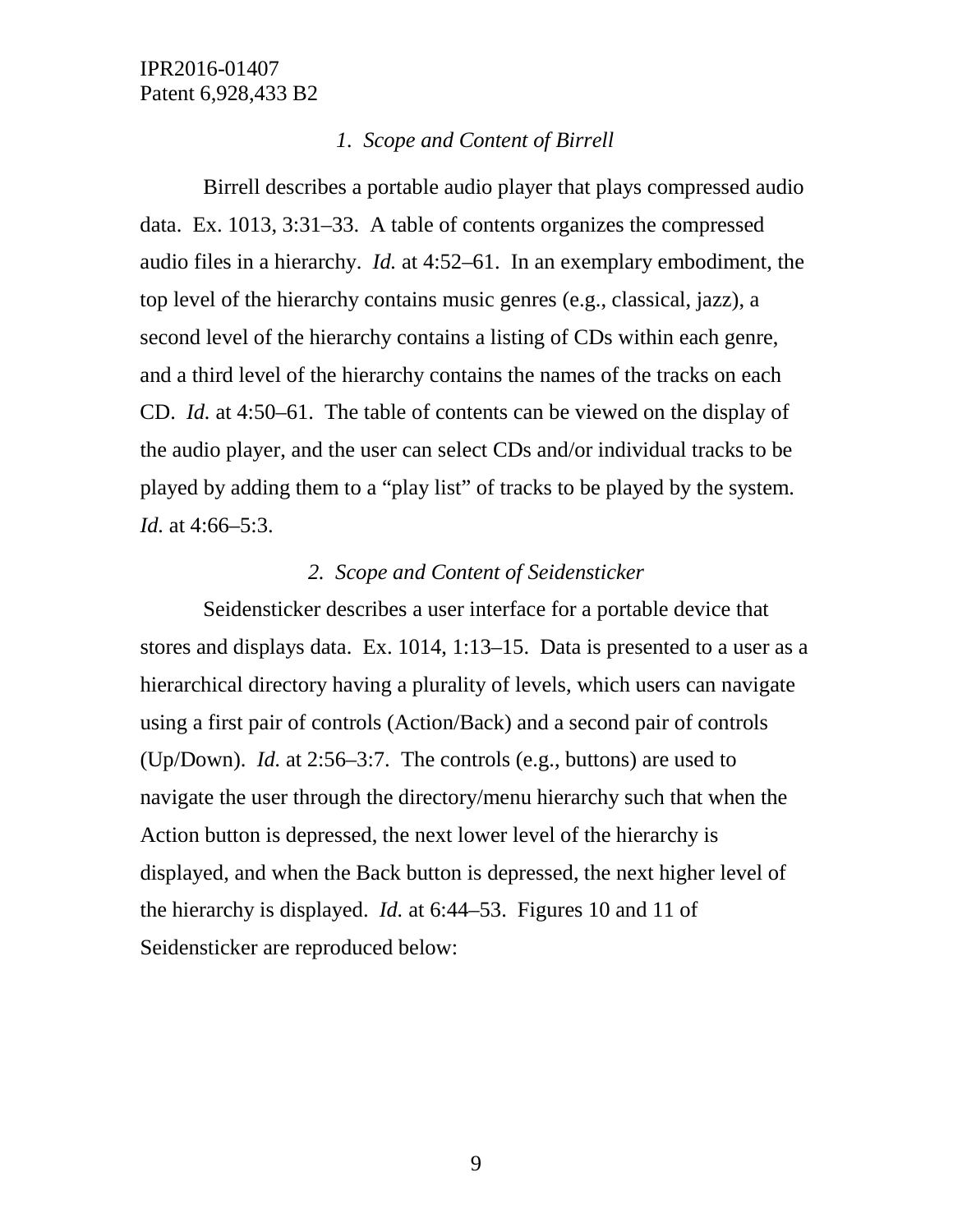### *1. Scope and Content of Birrell*

Birrell describes a portable audio player that plays compressed audio data. Ex. 1013, 3:31–33. A table of contents organizes the compressed audio files in a hierarchy. *Id.* at 4:52–61. In an exemplary embodiment, the top level of the hierarchy contains music genres (e.g., classical, jazz), a second level of the hierarchy contains a listing of CDs within each genre, and a third level of the hierarchy contains the names of the tracks on each CD. *Id.* at 4:50–61. The table of contents can be viewed on the display of the audio player, and the user can select CDs and/or individual tracks to be played by adding them to a "play list" of tracks to be played by the system. *Id.* at 4:66–5:3.

### *2. Scope and Content of Seidensticker*

Seidensticker describes a user interface for a portable device that stores and displays data. Ex. 1014, 1:13–15. Data is presented to a user as a hierarchical directory having a plurality of levels, which users can navigate using a first pair of controls (Action/Back) and a second pair of controls (Up/Down). *Id.* at 2:56–3:7. The controls (e.g., buttons) are used to navigate the user through the directory/menu hierarchy such that when the Action button is depressed, the next lower level of the hierarchy is displayed, and when the Back button is depressed, the next higher level of the hierarchy is displayed. *Id.* at 6:44–53. Figures 10 and 11 of Seidensticker are reproduced below: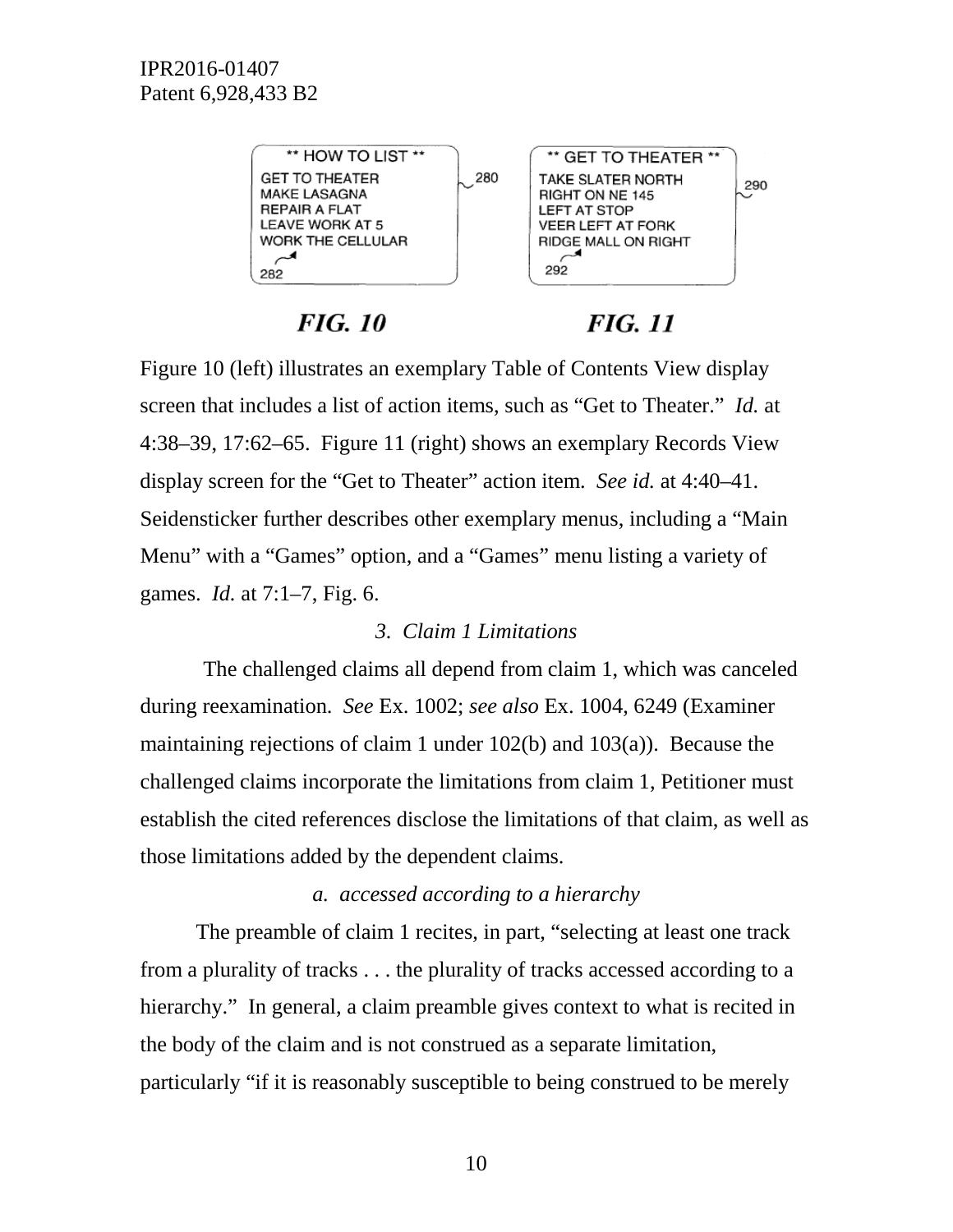| ** HOW TO LIST ** |
| --- |
| GET TO THEATER |
| MAKE LASAGNA |
| REPAIR A FLAT |
| LEAVE WORK AT 5 |
| WORK THE CELLULAR |

280, 282

*FIG. 10*

| ** GET TO THEATER ** |
| --- |
| TAKE SLATER NORTH |
| RIGHT ON NE 145 |
| LEFT AT STOP |
| VEER LEFT AT FORK |
| RIDGE MALL ON RIGHT |

290, 292

*FIG. 11*

Figure 10 (left) illustrates an exemplary Table of Contents View display screen that includes a list of action items, such as "Get to Theater." *Id.* at 4:38–39, 17:62–65. Figure 11 (right) shows an exemplary Records View display screen for the "Get to Theater" action item. *See id.* at 4:40–41. Seidensticker further describes other exemplary menus, including a "Main Menu" with a "Games" option, and a "Games" menu listing a variety of games. *Id.* at 7:1–7, Fig. 6.

### *3. Claim 1 Limitations*

The challenged claims all depend from claim 1, which was canceled during reexamination. *See* Ex. 1002; *see also* Ex. 1004, 6249 (Examiner maintaining rejections of claim 1 under 102(b) and 103(a)). Because the challenged claims incorporate the limitations from claim 1, Petitioner must establish the cited references disclose the limitations of that claim, as well as those limitations added by the dependent claims.

#### *a. accessed according to a hierarchy*

The preamble of claim 1 recites, in part, "selecting at least one track from a plurality of tracks . . . the plurality of tracks accessed according to a hierarchy." In general, a claim preamble gives context to what is recited in the body of the claim and is not construed as a separate limitation, particularly "if it is reasonably susceptible to being construed to be merely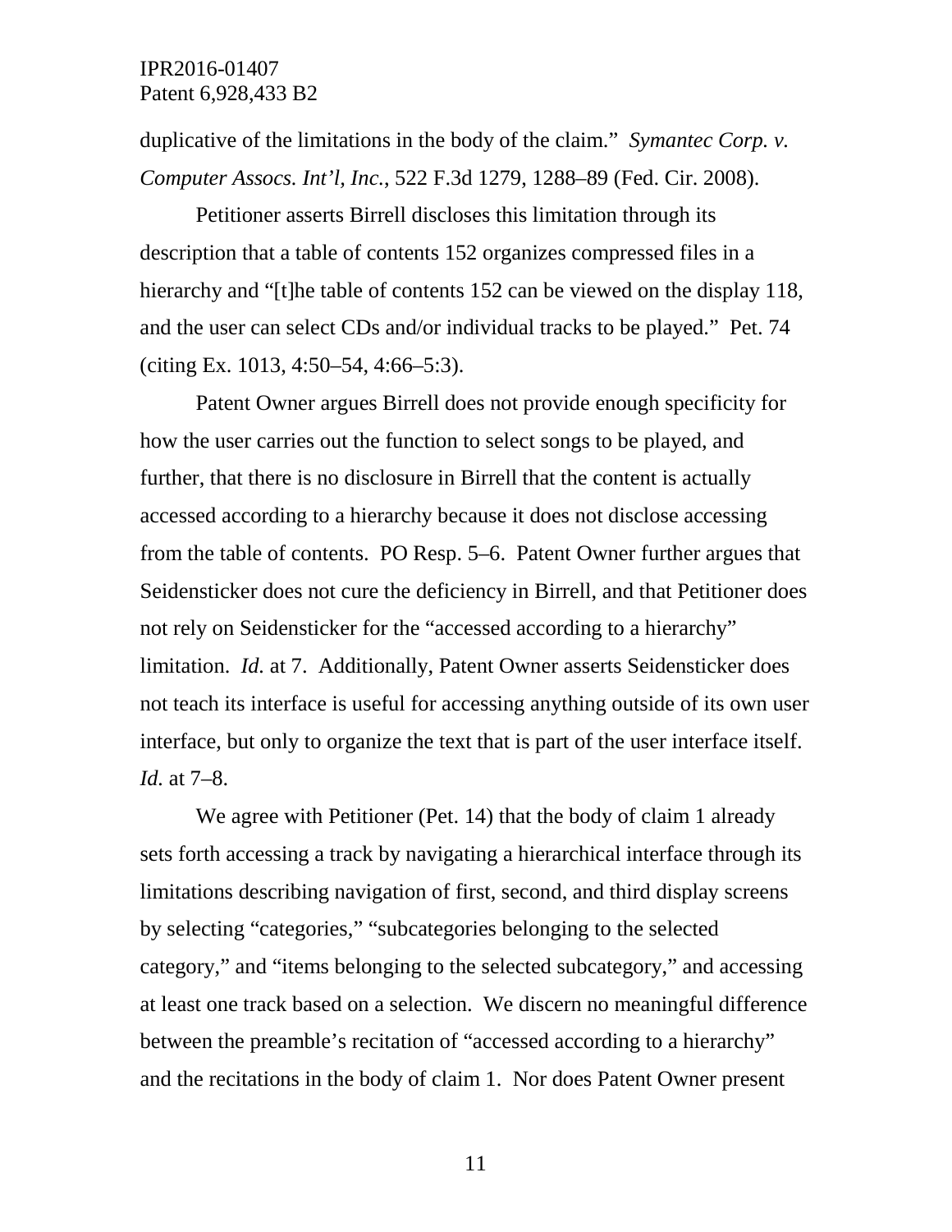duplicative of the limitations in the body of the claim." *Symantec Corp. v. Computer Assocs. Int'l, Inc.*, 522 F.3d 1279, 1288–89 (Fed. Cir. 2008).

Petitioner asserts Birrell discloses this limitation through its description that a table of contents 152 organizes compressed files in a hierarchy and "[t]he table of contents 152 can be viewed on the display 118, and the user can select CDs and/or individual tracks to be played." Pet. 74 (citing Ex. 1013, 4:50–54, 4:66–5:3).

Patent Owner argues Birrell does not provide enough specificity for how the user carries out the function to select songs to be played, and further, that there is no disclosure in Birrell that the content is actually accessed according to a hierarchy because it does not disclose accessing from the table of contents. PO Resp. 5–6. Patent Owner further argues that Seidensticker does not cure the deficiency in Birrell, and that Petitioner does not rely on Seidensticker for the "accessed according to a hierarchy" limitation. *Id.* at 7. Additionally, Patent Owner asserts Seidensticker does not teach its interface is useful for accessing anything outside of its own user interface, but only to organize the text that is part of the user interface itself. *Id.* at 7–8.

We agree with Petitioner (Pet. 14) that the body of claim 1 already sets forth accessing a track by navigating a hierarchical interface through its limitations describing navigation of first, second, and third display screens by selecting "categories," "subcategories belonging to the selected category," and "items belonging to the selected subcategory," and accessing at least one track based on a selection. We discern no meaningful difference between the preamble's recitation of "accessed according to a hierarchy" and the recitations in the body of claim 1. Nor does Patent Owner present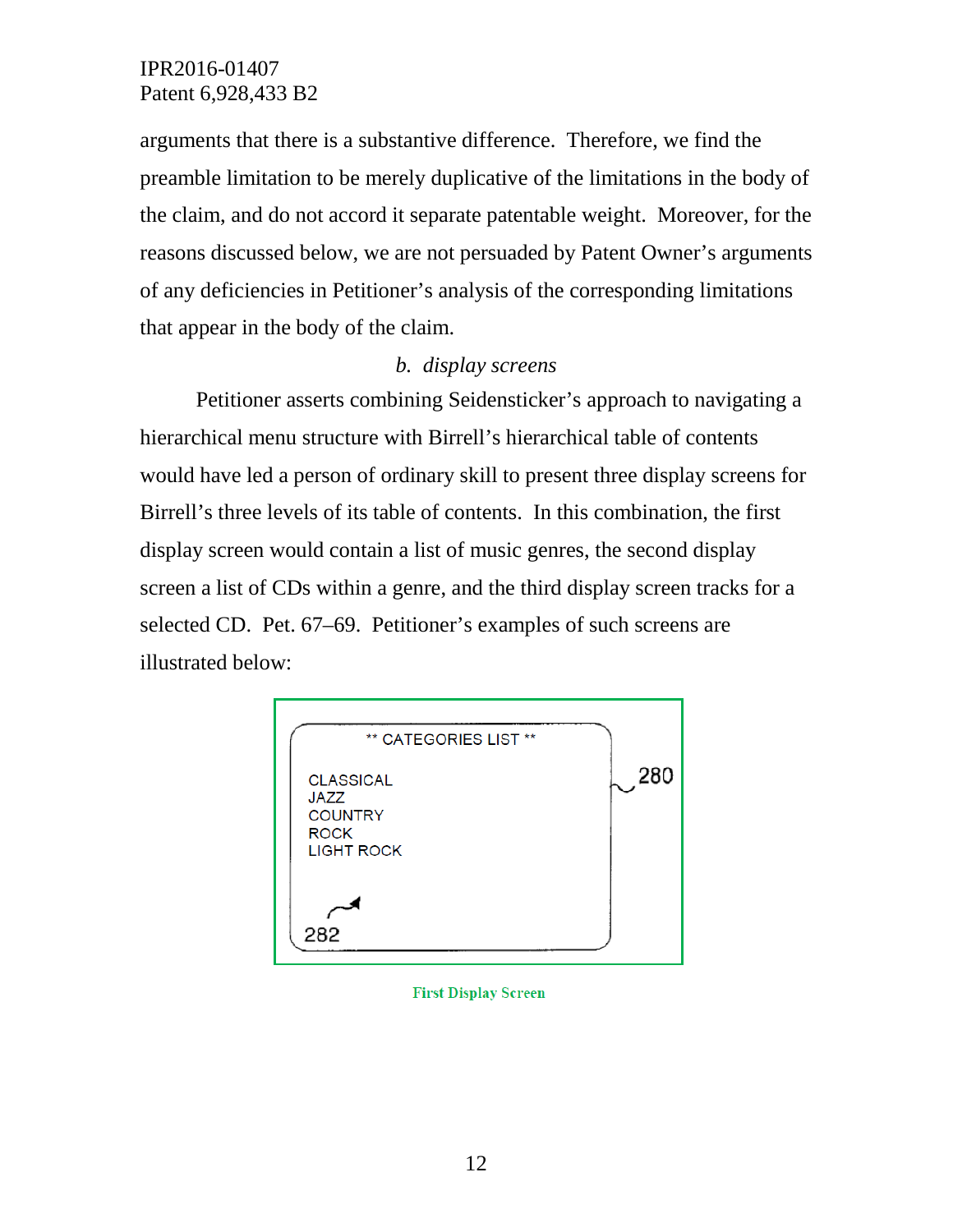arguments that there is a substantive difference. Therefore, we find the preamble limitation to be merely duplicative of the limitations in the body of the claim, and do not accord it separate patentable weight. Moreover, for the reasons discussed below, we are not persuaded by Patent Owner's arguments of any deficiencies in Petitioner's analysis of the corresponding limitations that appear in the body of the claim.

### *b. display screens*

Petitioner asserts combining Seidensticker's approach to navigating a hierarchical menu structure with Birrell's hierarchical table of contents would have led a person of ordinary skill to present three display screens for Birrell's three levels of its table of contents. In this combination, the first display screen would contain a list of music genres, the second display screen a list of CDs within a genre, and the third display screen tracks for a selected CD. Pet. 67–69. Petitioner's examples of such screens are illustrated below:

** CATEGORIES LIST **

CLASSICAL
JAZZ
COUNTRY
ROCK
LIGHT ROCK

280

282

**First Display Screen**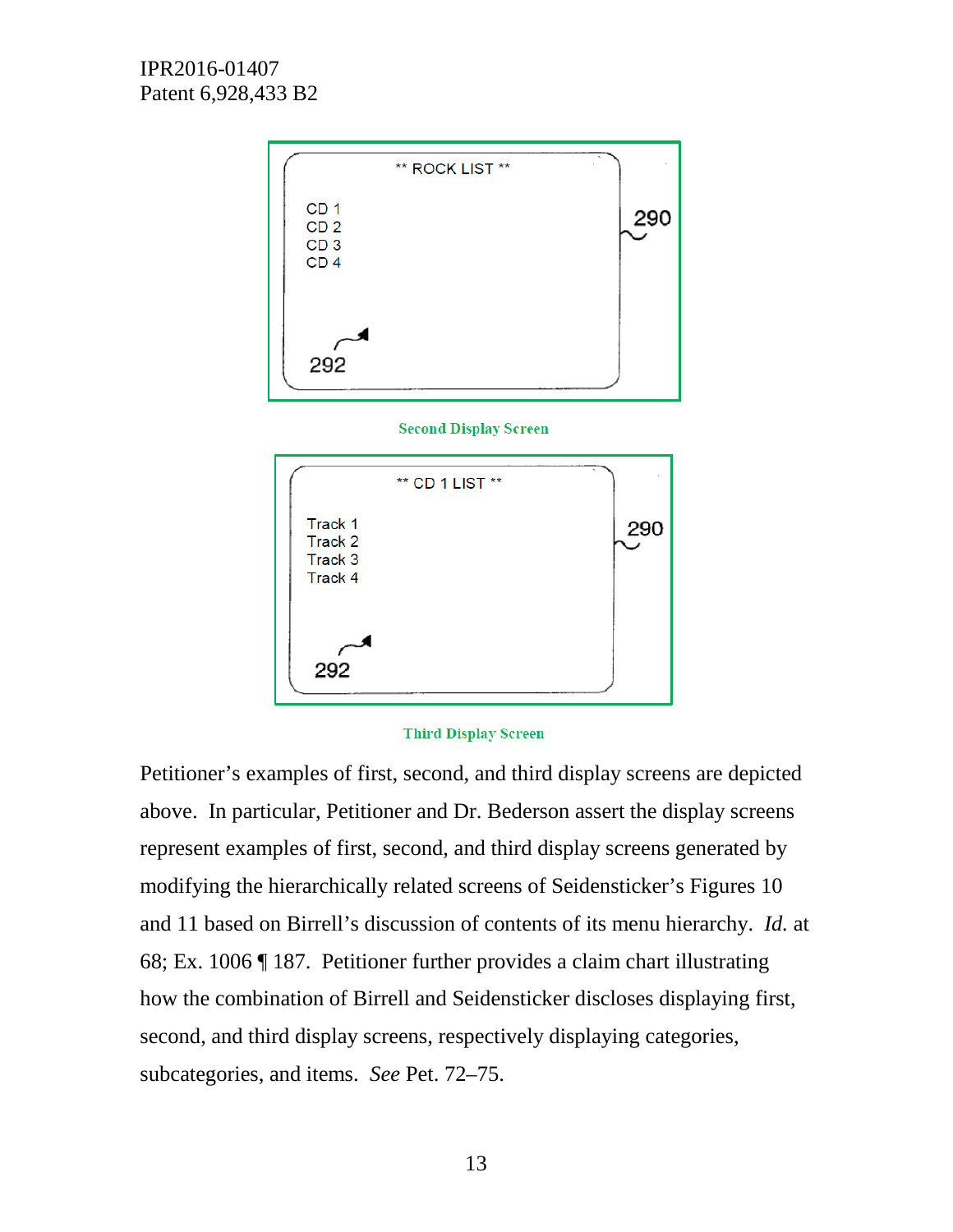** ROCK LIST **

CD 1
CD 2
CD 3
CD 4

290

292

Second Display Screen

** CD 1 LIST **

Track 1
Track 2
Track 3
Track 4

290

292

Third Display Screen

Petitioner's examples of first, second, and third display screens are depicted above. In particular, Petitioner and Dr. Bederson assert the display screens represent examples of first, second, and third display screens generated by modifying the hierarchically related screens of Seidensticker's Figures 10 and 11 based on Birrell's discussion of contents of its menu hierarchy. *Id.* at 68; Ex. 1006 ¶ 187. Petitioner further provides a claim chart illustrating how the combination of Birrell and Seidensticker discloses displaying first, second, and third display screens, respectively displaying categories, subcategories, and items. *See* Pet. 72–75.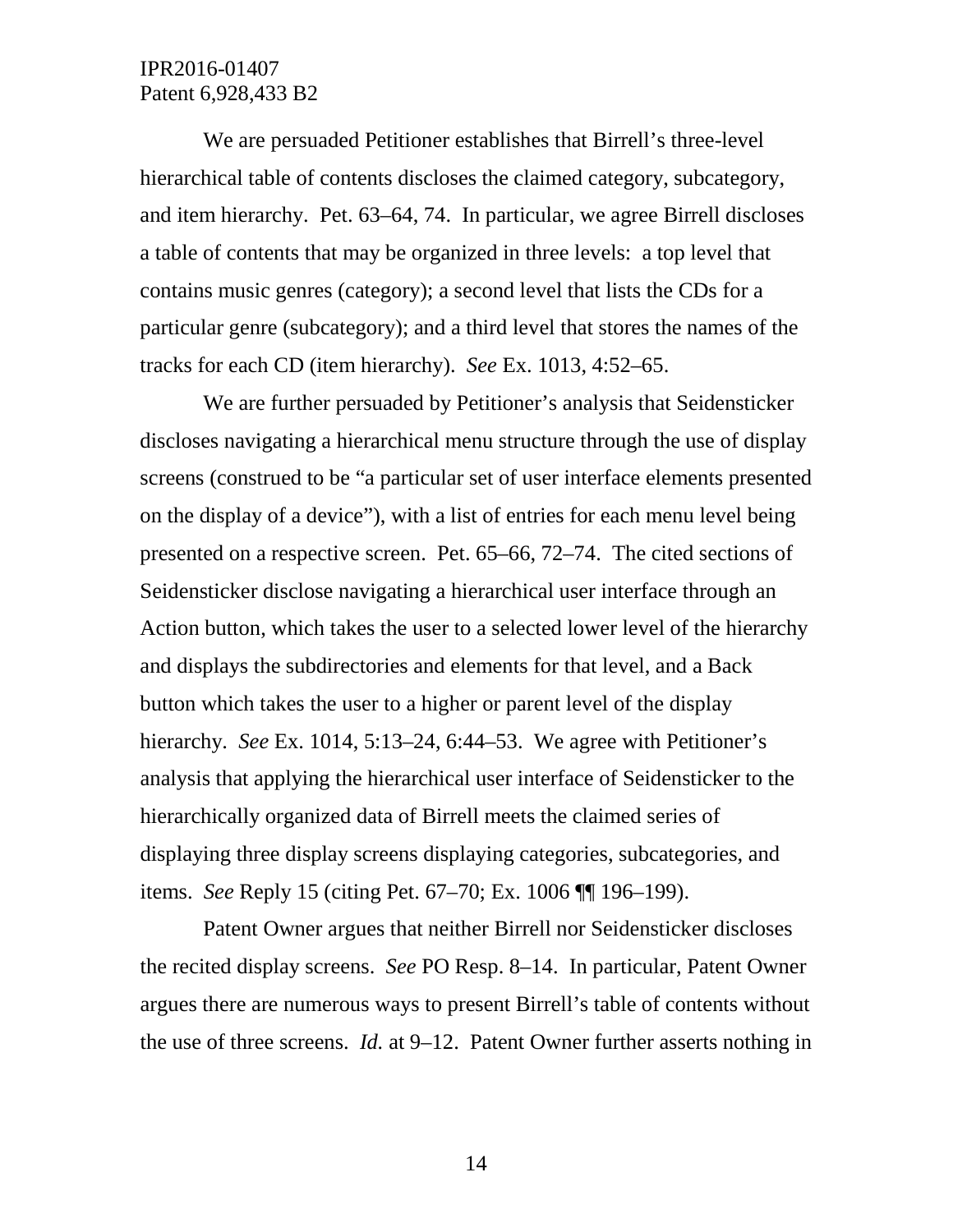We are persuaded Petitioner establishes that Birrell's three-level hierarchical table of contents discloses the claimed category, subcategory, and item hierarchy. Pet. 63–64, 74. In particular, we agree Birrell discloses a table of contents that may be organized in three levels: a top level that contains music genres (category); a second level that lists the CDs for a particular genre (subcategory); and a third level that stores the names of the tracks for each CD (item hierarchy). *See* Ex. 1013, 4:52–65.

We are further persuaded by Petitioner's analysis that Seidensticker discloses navigating a hierarchical menu structure through the use of display screens (construed to be "a particular set of user interface elements presented on the display of a device"), with a list of entries for each menu level being presented on a respective screen. Pet. 65–66, 72–74. The cited sections of Seidensticker disclose navigating a hierarchical user interface through an Action button, which takes the user to a selected lower level of the hierarchy and displays the subdirectories and elements for that level, and a Back button which takes the user to a higher or parent level of the display hierarchy. *See* Ex. 1014, 5:13–24, 6:44–53. We agree with Petitioner's analysis that applying the hierarchical user interface of Seidensticker to the hierarchically organized data of Birrell meets the claimed series of displaying three display screens displaying categories, subcategories, and items. *See* Reply 15 (citing Pet. 67–70; Ex. 1006 ¶¶ 196–199).

Patent Owner argues that neither Birrell nor Seidensticker discloses the recited display screens. *See* PO Resp. 8–14. In particular, Patent Owner argues there are numerous ways to present Birrell's table of contents without the use of three screens. *Id.* at 9–12. Patent Owner further asserts nothing in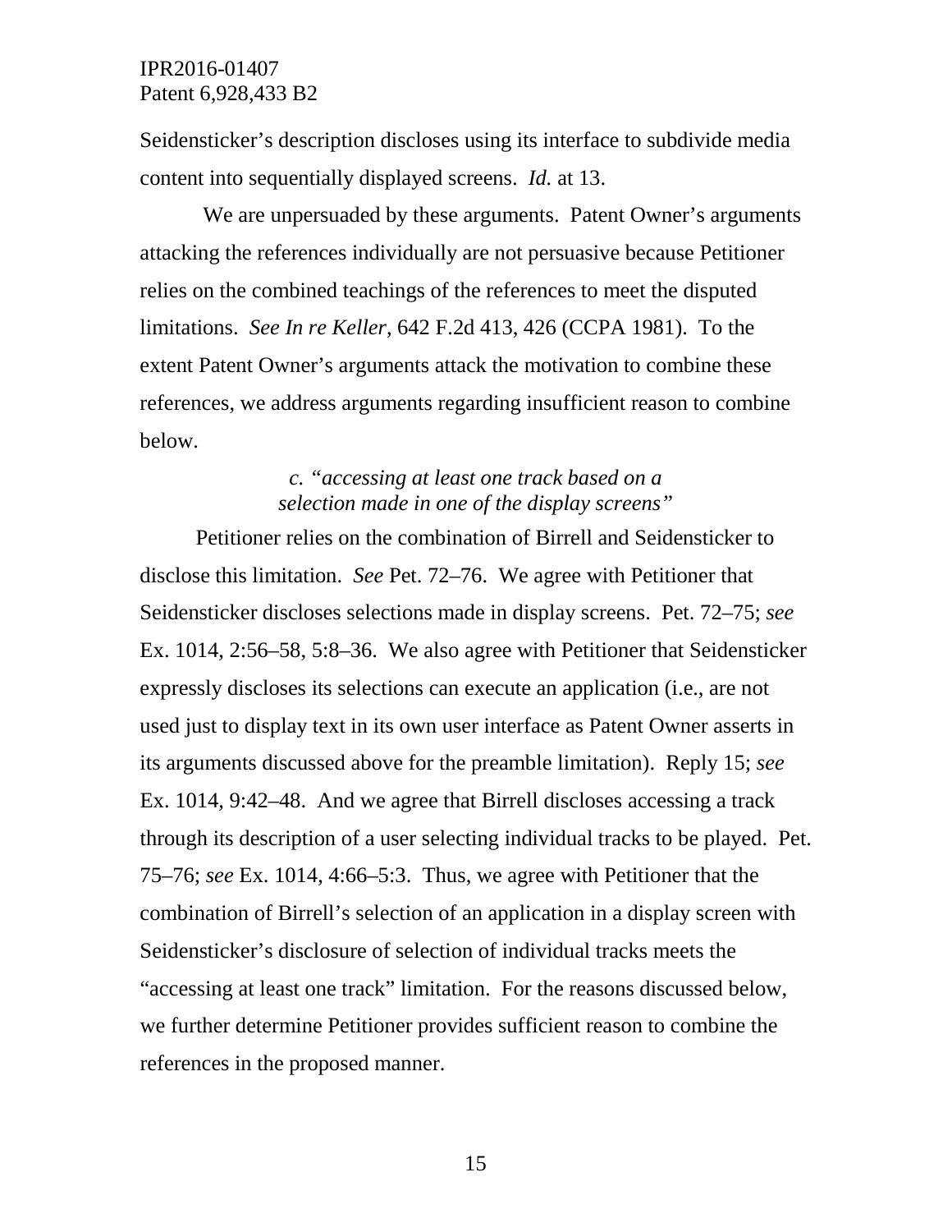Seidensticker's description discloses using its interface to subdivide media content into sequentially displayed screens. *Id.* at 13.

We are unpersuaded by these arguments. Patent Owner's arguments attacking the references individually are not persuasive because Petitioner relies on the combined teachings of the references to meet the disputed limitations. *See In re Keller*, 642 F.2d 413, 426 (CCPA 1981). To the extent Patent Owner's arguments attack the motivation to combine these references, we address arguments regarding insufficient reason to combine below.

### *c. "accessing at least one track based on a selection made in one of the display screens"*

Petitioner relies on the combination of Birrell and Seidensticker to disclose this limitation. *See* Pet. 72–76. We agree with Petitioner that Seidensticker discloses selections made in display screens. Pet. 72–75; *see* Ex. 1014, 2:56–58, 5:8–36. We also agree with Petitioner that Seidensticker expressly discloses its selections can execute an application (i.e., are not used just to display text in its own user interface as Patent Owner asserts in its arguments discussed above for the preamble limitation). Reply 15; *see* Ex. 1014, 9:42–48. And we agree that Birrell discloses accessing a track through its description of a user selecting individual tracks to be played. Pet. 75–76; *see* Ex. 1014, 4:66–5:3. Thus, we agree with Petitioner that the combination of Birrell's selection of an application in a display screen with Seidensticker's disclosure of selection of individual tracks meets the "accessing at least one track" limitation. For the reasons discussed below, we further determine Petitioner provides sufficient reason to combine the references in the proposed manner.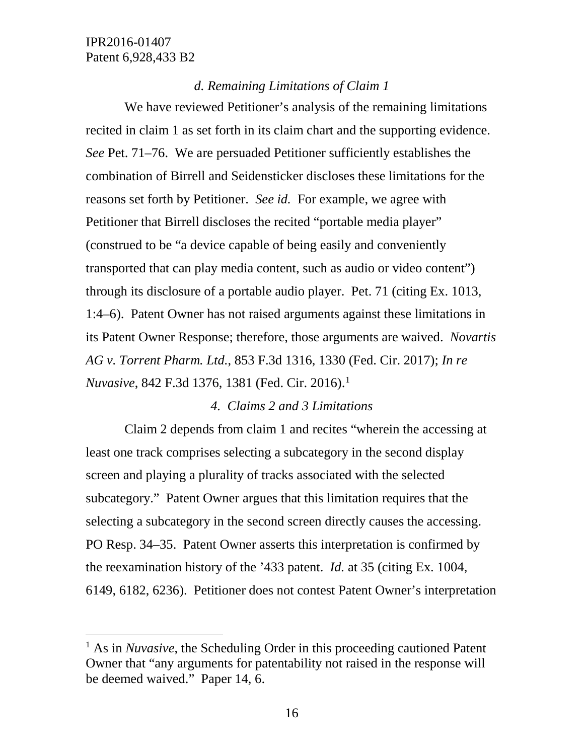*d. Remaining Limitations of Claim 1*

We have reviewed Petitioner's analysis of the remaining limitations recited in claim 1 as set forth in its claim chart and the supporting evidence. *See* Pet. 71–76. We are persuaded Petitioner sufficiently establishes the combination of Birrell and Seidensticker discloses these limitations for the reasons set forth by Petitioner. *See id.* For example, we agree with Petitioner that Birrell discloses the recited "portable media player" (construed to be "a device capable of being easily and conveniently transported that can play media content, such as audio or video content") through its disclosure of a portable audio player. Pet. 71 (citing Ex. 1013, 1:4–6). Patent Owner has not raised arguments against these limitations in its Patent Owner Response; therefore, those arguments are waived. *Novartis AG v. Torrent Pharm. Ltd.*, 853 F.3d 1316, 1330 (Fed. Cir. 2017); *In re Nuvasive*, 842 F.3d 1376, 1381 (Fed. Cir. 2016).[1]

*4. Claims 2 and 3 Limitations*

Claim 2 depends from claim 1 and recites "wherein the accessing at least one track comprises selecting a subcategory in the second display screen and playing a plurality of tracks associated with the selected subcategory." Patent Owner argues that this limitation requires that the selecting a subcategory in the second screen directly causes the accessing. PO Resp. 34–35. Patent Owner asserts this interpretation is confirmed by the reexamination history of the '433 patent. *Id.* at 35 (citing Ex. 1004, 6149, 6182, 6236). Petitioner does not contest Patent Owner's interpretation

[1] As in *Nuvasive*, the Scheduling Order in this proceeding cautioned Patent Owner that "any arguments for patentability not raised in the response will be deemed waived." Paper 14, 6.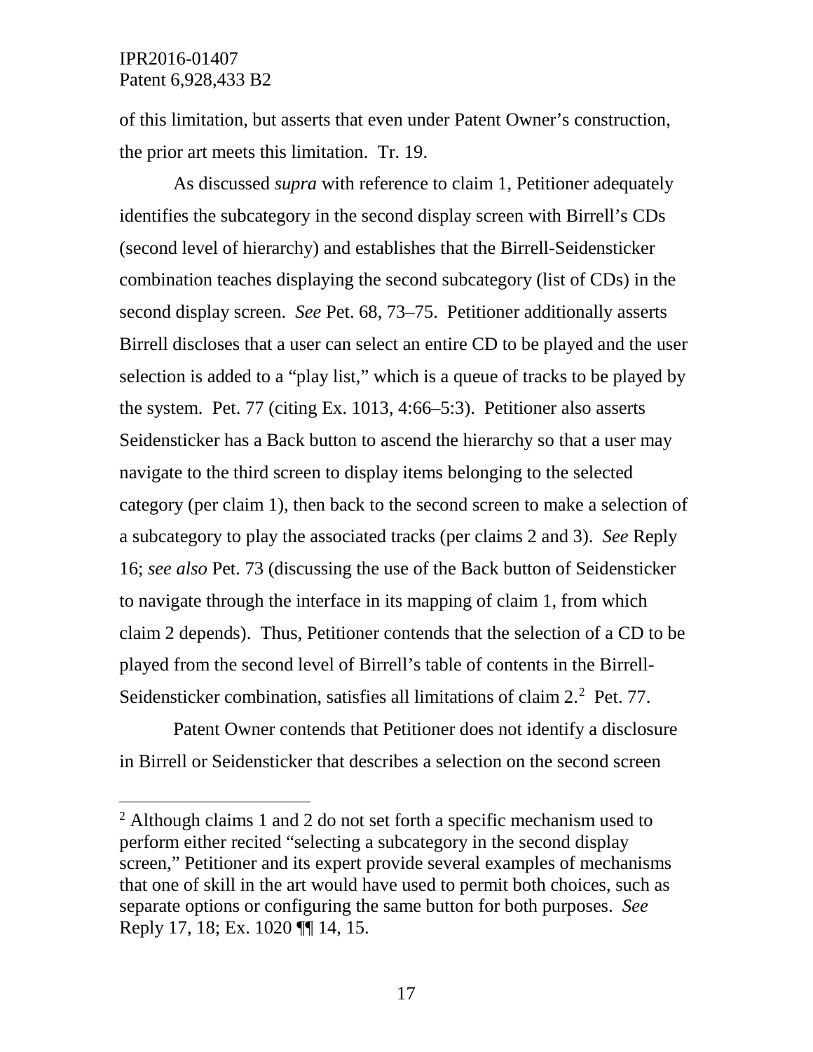of this limitation, but asserts that even under Patent Owner's construction, the prior art meets this limitation. Tr. 19.

As discussed *supra* with reference to claim 1, Petitioner adequately identifies the subcategory in the second display screen with Birrell's CDs (second level of hierarchy) and establishes that the Birrell-Seidensticker combination teaches displaying the second subcategory (list of CDs) in the second display screen. *See* Pet. 68, 73–75. Petitioner additionally asserts Birrell discloses that a user can select an entire CD to be played and the user selection is added to a "play list," which is a queue of tracks to be played by the system. Pet. 77 (citing Ex. 1013, 4:66–5:3). Petitioner also asserts Seidensticker has a Back button to ascend the hierarchy so that a user may navigate to the third screen to display items belonging to the selected category (per claim 1), then back to the second screen to make a selection of a subcategory to play the associated tracks (per claims 2 and 3). *See* Reply 16; *see also* Pet. 73 (discussing the use of the Back button of Seidensticker to navigate through the interface in its mapping of claim 1, from which claim 2 depends). Thus, Petitioner contends that the selection of a CD to be played from the second level of Birrell's table of contents in the Birrell-Seidensticker combination, satisfies all limitations of claim 2.[2] Pet. 77.

Patent Owner contends that Petitioner does not identify a disclosure in Birrell or Seidensticker that describes a selection on the second screen

---

[2] Although claims 1 and 2 do not set forth a specific mechanism used to perform either recited "selecting a subcategory in the second display screen," Petitioner and its expert provide several examples of mechanisms that one of skill in the art would have used to permit both choices, such as separate options or configuring the same button for both purposes. *See* Reply 17, 18; Ex. 1020 ¶¶ 14, 15.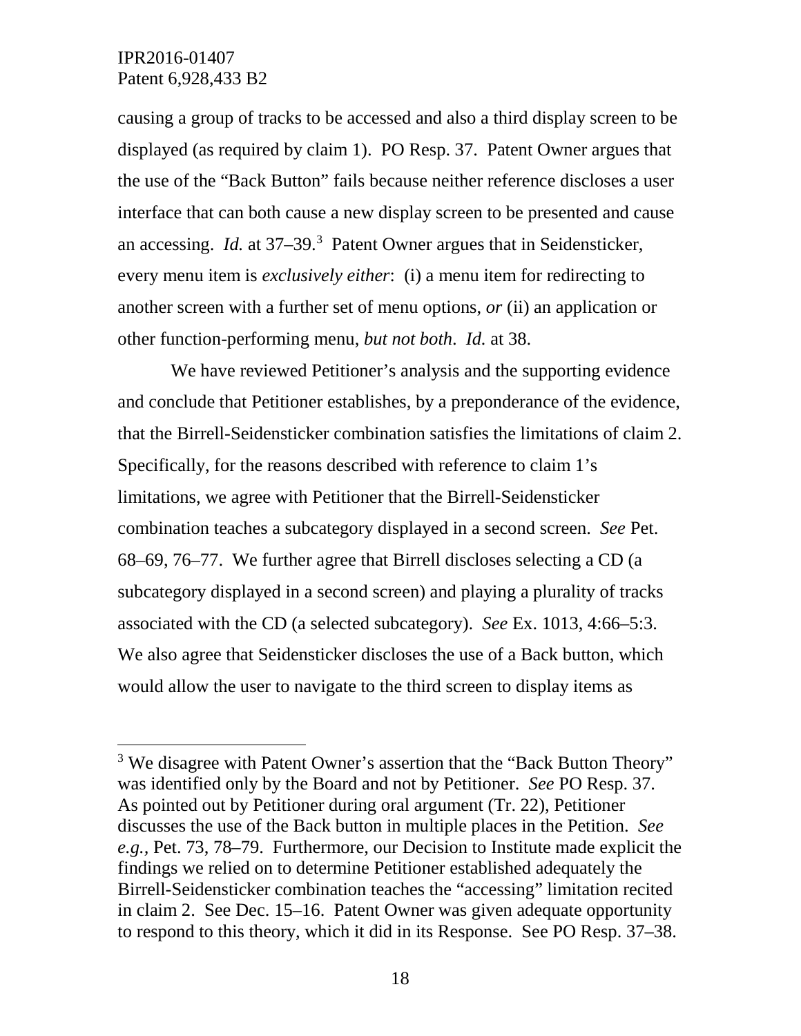causing a group of tracks to be accessed and also a third display screen to be displayed (as required by claim 1). PO Resp. 37. Patent Owner argues that the use of the "Back Button" fails because neither reference discloses a user interface that can both cause a new display screen to be presented and cause an accessing. *Id.* at 37–39.[3] Patent Owner argues that in Seidensticker, every menu item is *exclusively either*: (i) a menu item for redirecting to another screen with a further set of menu options, *or* (ii) an application or other function-performing menu, *but not both*. *Id.* at 38.

We have reviewed Petitioner's analysis and the supporting evidence and conclude that Petitioner establishes, by a preponderance of the evidence, that the Birrell-Seidensticker combination satisfies the limitations of claim 2. Specifically, for the reasons described with reference to claim 1's limitations, we agree with Petitioner that the Birrell-Seidensticker combination teaches a subcategory displayed in a second screen. *See* Pet. 68–69, 76–77. We further agree that Birrell discloses selecting a CD (a subcategory displayed in a second screen) and playing a plurality of tracks associated with the CD (a selected subcategory). *See* Ex. 1013, 4:66–5:3. We also agree that Seidensticker discloses the use of a Back button, which would allow the user to navigate to the third screen to display items as

[3] We disagree with Patent Owner's assertion that the "Back Button Theory" was identified only by the Board and not by Petitioner. *See* PO Resp. 37. As pointed out by Petitioner during oral argument (Tr. 22), Petitioner discusses the use of the Back button in multiple places in the Petition. *See e.g.*, Pet. 73, 78–79. Furthermore, our Decision to Institute made explicit the findings we relied on to determine Petitioner established adequately the Birrell-Seidensticker combination teaches the "accessing" limitation recited in claim 2. See Dec. 15–16. Patent Owner was given adequate opportunity to respond to this theory, which it did in its Response. See PO Resp. 37–38.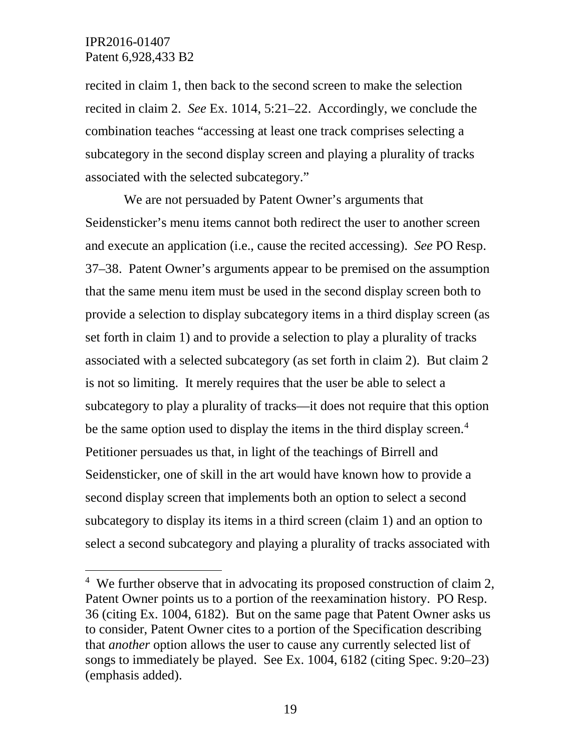recited in claim 1, then back to the second screen to make the selection recited in claim 2. *See* Ex. 1014, 5:21–22. Accordingly, we conclude the combination teaches "accessing at least one track comprises selecting a subcategory in the second display screen and playing a plurality of tracks associated with the selected subcategory."

We are not persuaded by Patent Owner's arguments that Seidensticker's menu items cannot both redirect the user to another screen and execute an application (i.e., cause the recited accessing). *See* PO Resp. 37–38. Patent Owner's arguments appear to be premised on the assumption that the same menu item must be used in the second display screen both to provide a selection to display subcategory items in a third display screen (as set forth in claim 1) and to provide a selection to play a plurality of tracks associated with a selected subcategory (as set forth in claim 2). But claim 2 is not so limiting. It merely requires that the user be able to select a subcategory to play a plurality of tracks—it does not require that this option be the same option used to display the items in the third display screen.[4] Petitioner persuades us that, in light of the teachings of Birrell and Seidensticker, one of skill in the art would have known how to provide a second display screen that implements both an option to select a second subcategory to display its items in a third screen (claim 1) and an option to select a second subcategory and playing a plurality of tracks associated with

---

[4] We further observe that in advocating its proposed construction of claim 2, Patent Owner points us to a portion of the reexamination history. PO Resp. 36 (citing Ex. 1004, 6182). But on the same page that Patent Owner asks us to consider, Patent Owner cites to a portion of the Specification describing that *another* option allows the user to cause any currently selected list of songs to immediately be played. See Ex. 1004, 6182 (citing Spec. 9:20–23) (emphasis added).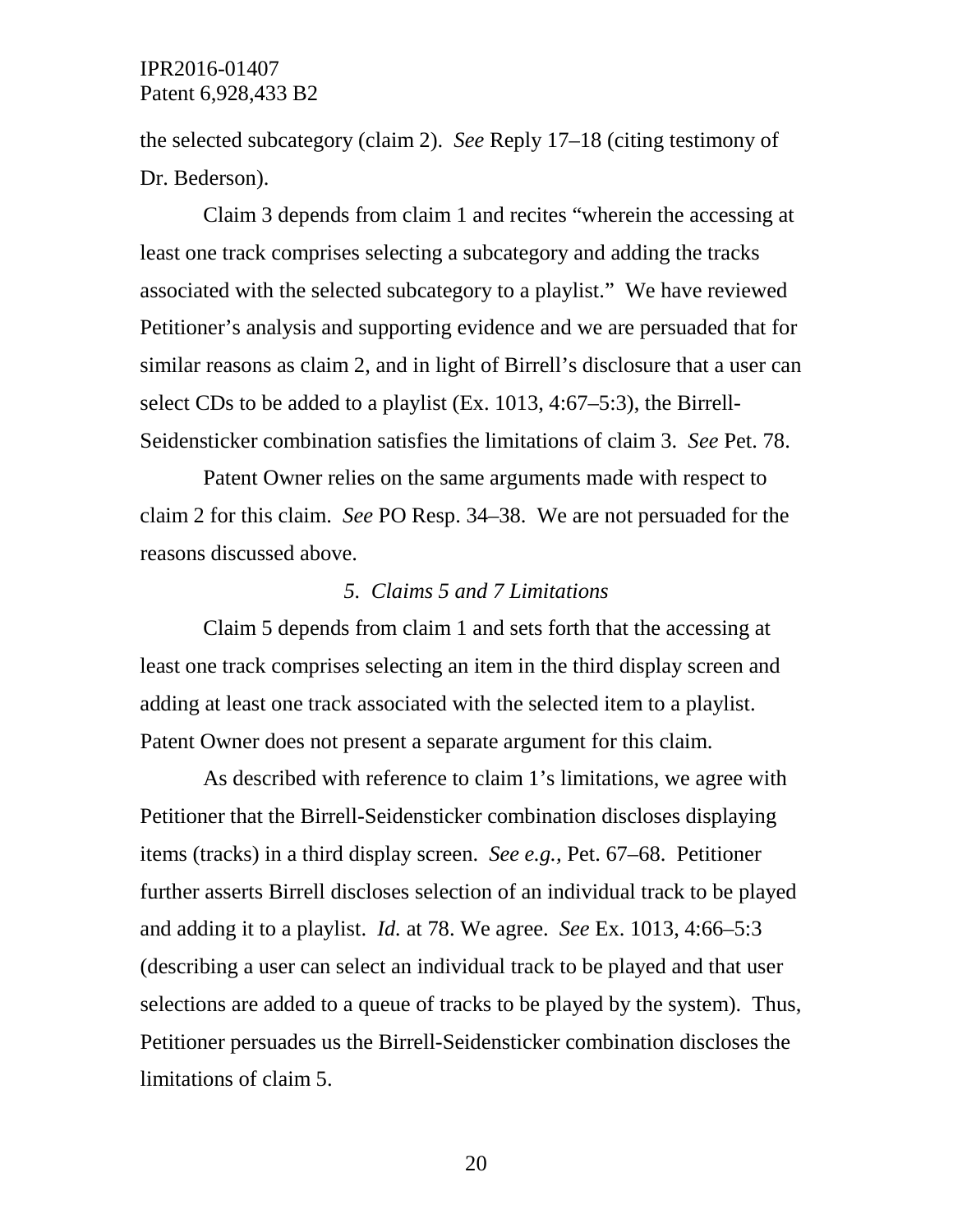the selected subcategory (claim 2). *See* Reply 17–18 (citing testimony of Dr. Bederson).

Claim 3 depends from claim 1 and recites "wherein the accessing at least one track comprises selecting a subcategory and adding the tracks associated with the selected subcategory to a playlist." We have reviewed Petitioner's analysis and supporting evidence and we are persuaded that for similar reasons as claim 2, and in light of Birrell's disclosure that a user can select CDs to be added to a playlist (Ex. 1013, 4:67–5:3), the Birrell-Seidensticker combination satisfies the limitations of claim 3. *See* Pet. 78.

Patent Owner relies on the same arguments made with respect to claim 2 for this claim. *See* PO Resp. 34–38. We are not persuaded for the reasons discussed above.

### *5. Claims 5 and 7 Limitations*

Claim 5 depends from claim 1 and sets forth that the accessing at least one track comprises selecting an item in the third display screen and adding at least one track associated with the selected item to a playlist. Patent Owner does not present a separate argument for this claim.

As described with reference to claim 1's limitations, we agree with Petitioner that the Birrell-Seidensticker combination discloses displaying items (tracks) in a third display screen. *See e.g.*, Pet. 67–68. Petitioner further asserts Birrell discloses selection of an individual track to be played and adding it to a playlist. *Id.* at 78. We agree. *See* Ex. 1013, 4:66–5:3 (describing a user can select an individual track to be played and that user selections are added to a queue of tracks to be played by the system). Thus, Petitioner persuades us the Birrell-Seidensticker combination discloses the limitations of claim 5.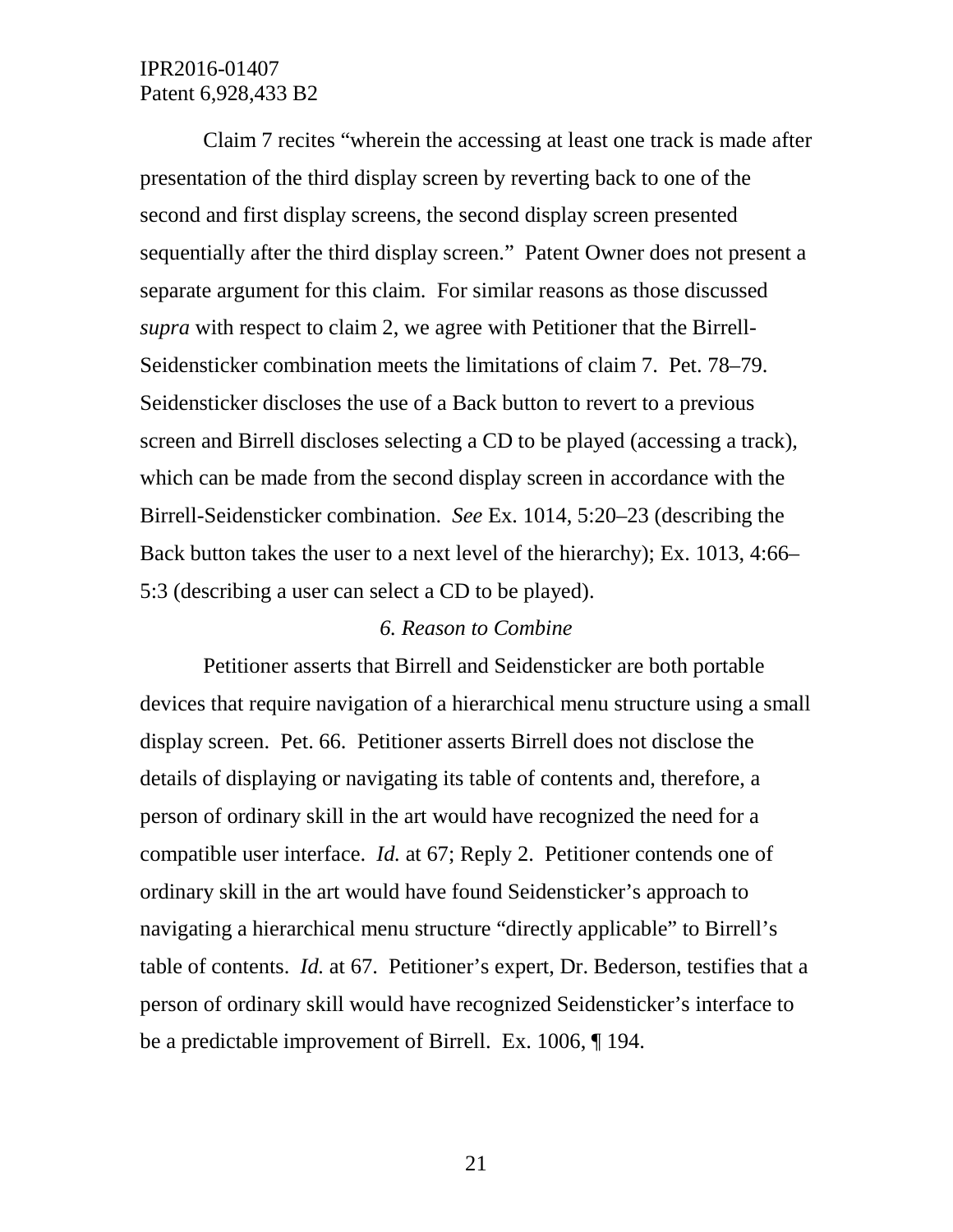Claim 7 recites "wherein the accessing at least one track is made after presentation of the third display screen by reverting back to one of the second and first display screens, the second display screen presented sequentially after the third display screen." Patent Owner does not present a separate argument for this claim. For similar reasons as those discussed *supra* with respect to claim 2, we agree with Petitioner that the Birrell-Seidensticker combination meets the limitations of claim 7. Pet. 78–79. Seidensticker discloses the use of a Back button to revert to a previous screen and Birrell discloses selecting a CD to be played (accessing a track), which can be made from the second display screen in accordance with the Birrell-Seidensticker combination. *See* Ex. 1014, 5:20–23 (describing the Back button takes the user to a next level of the hierarchy); Ex. 1013, 4:66–5:3 (describing a user can select a CD to be played).

### *6. Reason to Combine*

Petitioner asserts that Birrell and Seidensticker are both portable devices that require navigation of a hierarchical menu structure using a small display screen. Pet. 66. Petitioner asserts Birrell does not disclose the details of displaying or navigating its table of contents and, therefore, a person of ordinary skill in the art would have recognized the need for a compatible user interface. *Id.* at 67; Reply 2. Petitioner contends one of ordinary skill in the art would have found Seidensticker's approach to navigating a hierarchical menu structure "directly applicable" to Birrell's table of contents. *Id.* at 67. Petitioner's expert, Dr. Bederson, testifies that a person of ordinary skill would have recognized Seidensticker's interface to be a predictable improvement of Birrell. Ex. 1006, ¶ 194.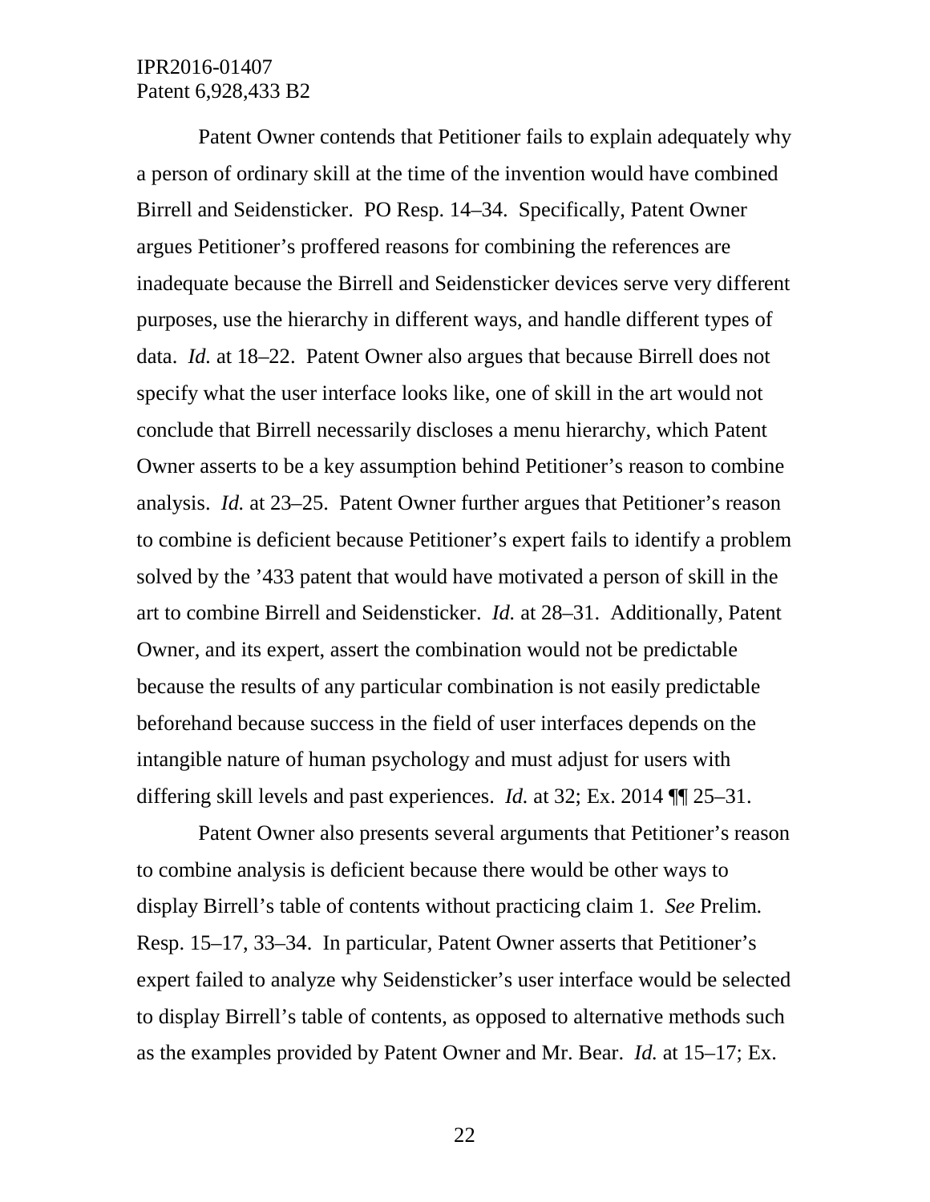Patent Owner contends that Petitioner fails to explain adequately why a person of ordinary skill at the time of the invention would have combined Birrell and Seidensticker. PO Resp. 14–34. Specifically, Patent Owner argues Petitioner's proffered reasons for combining the references are inadequate because the Birrell and Seidensticker devices serve very different purposes, use the hierarchy in different ways, and handle different types of data. *Id.* at 18–22. Patent Owner also argues that because Birrell does not specify what the user interface looks like, one of skill in the art would not conclude that Birrell necessarily discloses a menu hierarchy, which Patent Owner asserts to be a key assumption behind Petitioner's reason to combine analysis. *Id.* at 23–25. Patent Owner further argues that Petitioner's reason to combine is deficient because Petitioner's expert fails to identify a problem solved by the '433 patent that would have motivated a person of skill in the art to combine Birrell and Seidensticker. *Id.* at 28–31. Additionally, Patent Owner, and its expert, assert the combination would not be predictable because the results of any particular combination is not easily predictable beforehand because success in the field of user interfaces depends on the intangible nature of human psychology and must adjust for users with differing skill levels and past experiences. *Id.* at 32; Ex. 2014 ¶¶ 25–31.

Patent Owner also presents several arguments that Petitioner's reason to combine analysis is deficient because there would be other ways to display Birrell's table of contents without practicing claim 1. *See* Prelim. Resp. 15–17, 33–34. In particular, Patent Owner asserts that Petitioner's expert failed to analyze why Seidensticker's user interface would be selected to display Birrell's table of contents, as opposed to alternative methods such as the examples provided by Patent Owner and Mr. Bear. *Id.* at 15–17; Ex.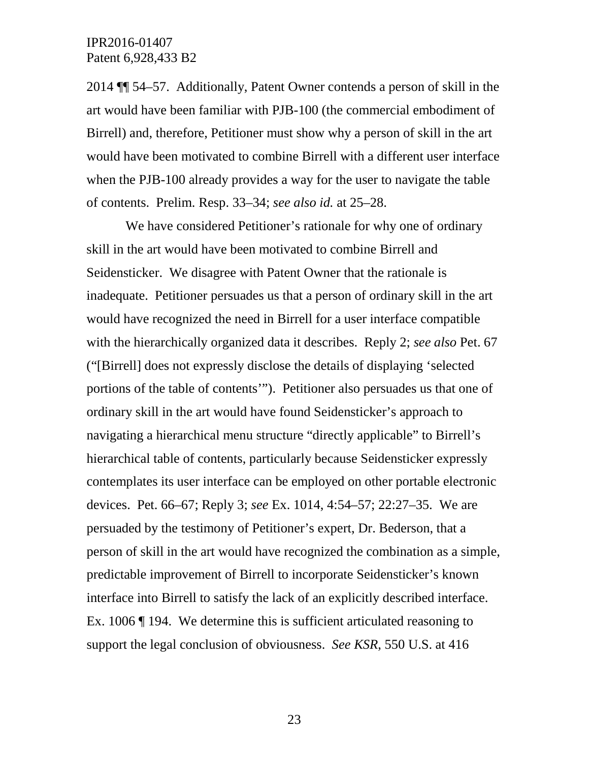2014 ¶¶ 54–57. Additionally, Patent Owner contends a person of skill in the art would have been familiar with PJB-100 (the commercial embodiment of Birrell) and, therefore, Petitioner must show why a person of skill in the art would have been motivated to combine Birrell with a different user interface when the PJB-100 already provides a way for the user to navigate the table of contents. Prelim. Resp. 33–34; *see also id.* at 25–28.

We have considered Petitioner's rationale for why one of ordinary skill in the art would have been motivated to combine Birrell and Seidensticker. We disagree with Patent Owner that the rationale is inadequate. Petitioner persuades us that a person of ordinary skill in the art would have recognized the need in Birrell for a user interface compatible with the hierarchically organized data it describes. Reply 2; *see also* Pet. 67 ("[Birrell] does not expressly disclose the details of displaying 'selected portions of the table of contents'"). Petitioner also persuades us that one of ordinary skill in the art would have found Seidensticker's approach to navigating a hierarchical menu structure "directly applicable" to Birrell's hierarchical table of contents, particularly because Seidensticker expressly contemplates its user interface can be employed on other portable electronic devices. Pet. 66–67; Reply 3; *see* Ex. 1014, 4:54–57; 22:27–35. We are persuaded by the testimony of Petitioner's expert, Dr. Bederson, that a person of skill in the art would have recognized the combination as a simple, predictable improvement of Birrell to incorporate Seidensticker's known interface into Birrell to satisfy the lack of an explicitly described interface. Ex. 1006 ¶ 194. We determine this is sufficient articulated reasoning to support the legal conclusion of obviousness. *See KSR*, 550 U.S. at 416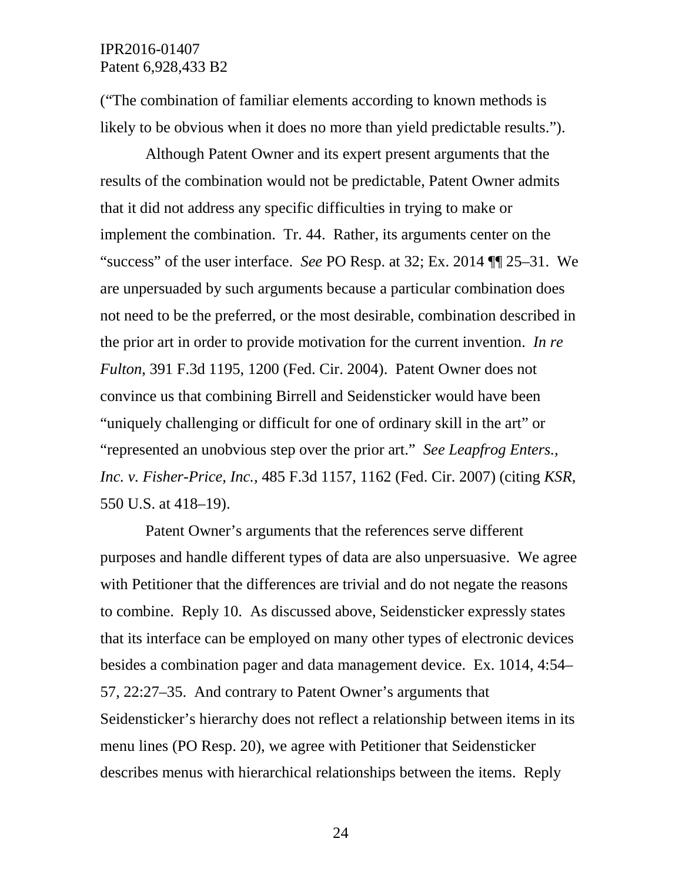("The combination of familiar elements according to known methods is likely to be obvious when it does no more than yield predictable results.").

Although Patent Owner and its expert present arguments that the results of the combination would not be predictable, Patent Owner admits that it did not address any specific difficulties in trying to make or implement the combination. Tr. 44. Rather, its arguments center on the "success" of the user interface. *See* PO Resp. at 32; Ex. 2014 ¶¶ 25–31. We are unpersuaded by such arguments because a particular combination does not need to be the preferred, or the most desirable, combination described in the prior art in order to provide motivation for the current invention. *In re Fulton*, 391 F.3d 1195, 1200 (Fed. Cir. 2004). Patent Owner does not convince us that combining Birrell and Seidensticker would have been "uniquely challenging or difficult for one of ordinary skill in the art" or "represented an unobvious step over the prior art." *See Leapfrog Enters., Inc. v. Fisher-Price, Inc.*, 485 F.3d 1157, 1162 (Fed. Cir. 2007) (citing *KSR*, 550 U.S. at 418–19).

Patent Owner's arguments that the references serve different purposes and handle different types of data are also unpersuasive. We agree with Petitioner that the differences are trivial and do not negate the reasons to combine. Reply 10. As discussed above, Seidensticker expressly states that its interface can be employed on many other types of electronic devices besides a combination pager and data management device. Ex. 1014, 4:54–57, 22:27–35. And contrary to Patent Owner's arguments that Seidensticker's hierarchy does not reflect a relationship between items in its menu lines (PO Resp. 20), we agree with Petitioner that Seidensticker describes menus with hierarchical relationships between the items. Reply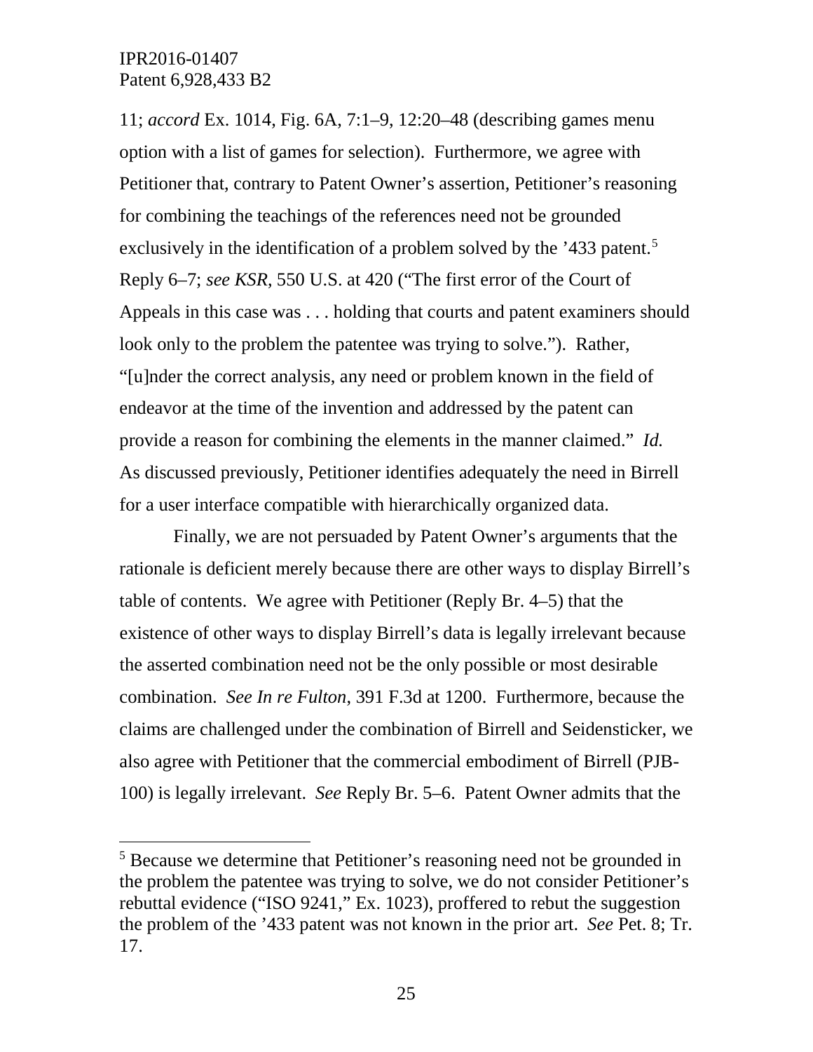11; *accord* Ex. 1014, Fig. 6A, 7:1–9, 12:20–48 (describing games menu option with a list of games for selection). Furthermore, we agree with Petitioner that, contrary to Patent Owner's assertion, Petitioner's reasoning for combining the teachings of the references need not be grounded exclusively in the identification of a problem solved by the '433 patent.[5] Reply 6–7; *see KSR*, 550 U.S. at 420 ("The first error of the Court of Appeals in this case was . . . holding that courts and patent examiners should look only to the problem the patentee was trying to solve."). Rather, "[u]nder the correct analysis, any need or problem known in the field of endeavor at the time of the invention and addressed by the patent can provide a reason for combining the elements in the manner claimed." *Id.* As discussed previously, Petitioner identifies adequately the need in Birrell for a user interface compatible with hierarchically organized data.

Finally, we are not persuaded by Patent Owner's arguments that the rationale is deficient merely because there are other ways to display Birrell's table of contents. We agree with Petitioner (Reply Br. 4–5) that the existence of other ways to display Birrell's data is legally irrelevant because the asserted combination need not be the only possible or most desirable combination. *See In re Fulton*, 391 F.3d at 1200. Furthermore, because the claims are challenged under the combination of Birrell and Seidensticker, we also agree with Petitioner that the commercial embodiment of Birrell (PJB-100) is legally irrelevant. *See* Reply Br. 5–6. Patent Owner admits that the

---

[5] Because we determine that Petitioner's reasoning need not be grounded in the problem the patentee was trying to solve, we do not consider Petitioner's rebuttal evidence ("ISO 9241," Ex. 1023), proffered to rebut the suggestion the problem of the '433 patent was not known in the prior art. *See* Pet. 8; Tr. 17.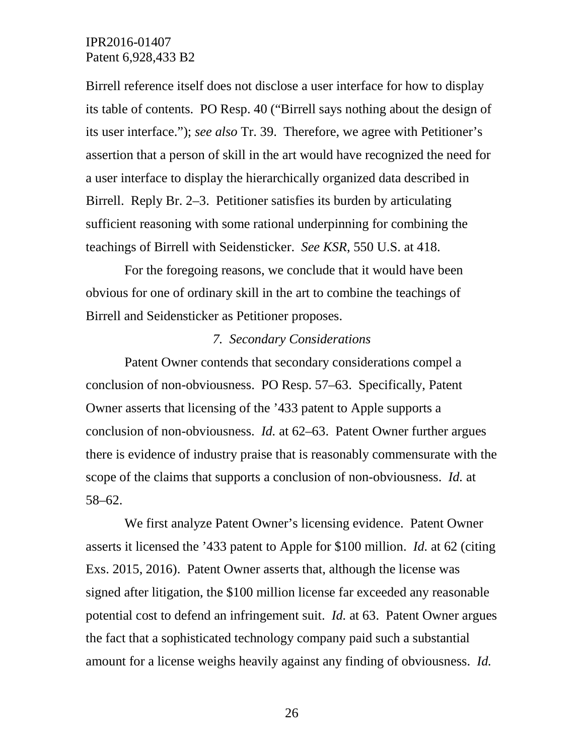Birrell reference itself does not disclose a user interface for how to display its table of contents. PO Resp. 40 ("Birrell says nothing about the design of its user interface."); *see also* Tr. 39. Therefore, we agree with Petitioner's assertion that a person of skill in the art would have recognized the need for a user interface to display the hierarchically organized data described in Birrell. Reply Br. 2–3. Petitioner satisfies its burden by articulating sufficient reasoning with some rational underpinning for combining the teachings of Birrell with Seidensticker. *See KSR*, 550 U.S. at 418.

For the foregoing reasons, we conclude that it would have been obvious for one of ordinary skill in the art to combine the teachings of Birrell and Seidensticker as Petitioner proposes.

#### *7. Secondary Considerations*

Patent Owner contends that secondary considerations compel a conclusion of non-obviousness. PO Resp. 57–63. Specifically, Patent Owner asserts that licensing of the '433 patent to Apple supports a conclusion of non-obviousness. *Id.* at 62–63. Patent Owner further argues there is evidence of industry praise that is reasonably commensurate with the scope of the claims that supports a conclusion of non-obviousness. *Id.* at 58–62.

We first analyze Patent Owner's licensing evidence. Patent Owner asserts it licensed the '433 patent to Apple for $100 million. *Id.* at 62 (citing Exs. 2015, 2016). Patent Owner asserts that, although the license was signed after litigation, the $100 million license far exceeded any reasonable potential cost to defend an infringement suit. *Id.* at 63. Patent Owner argues the fact that a sophisticated technology company paid such a substantial amount for a license weighs heavily against any finding of obviousness. *Id.*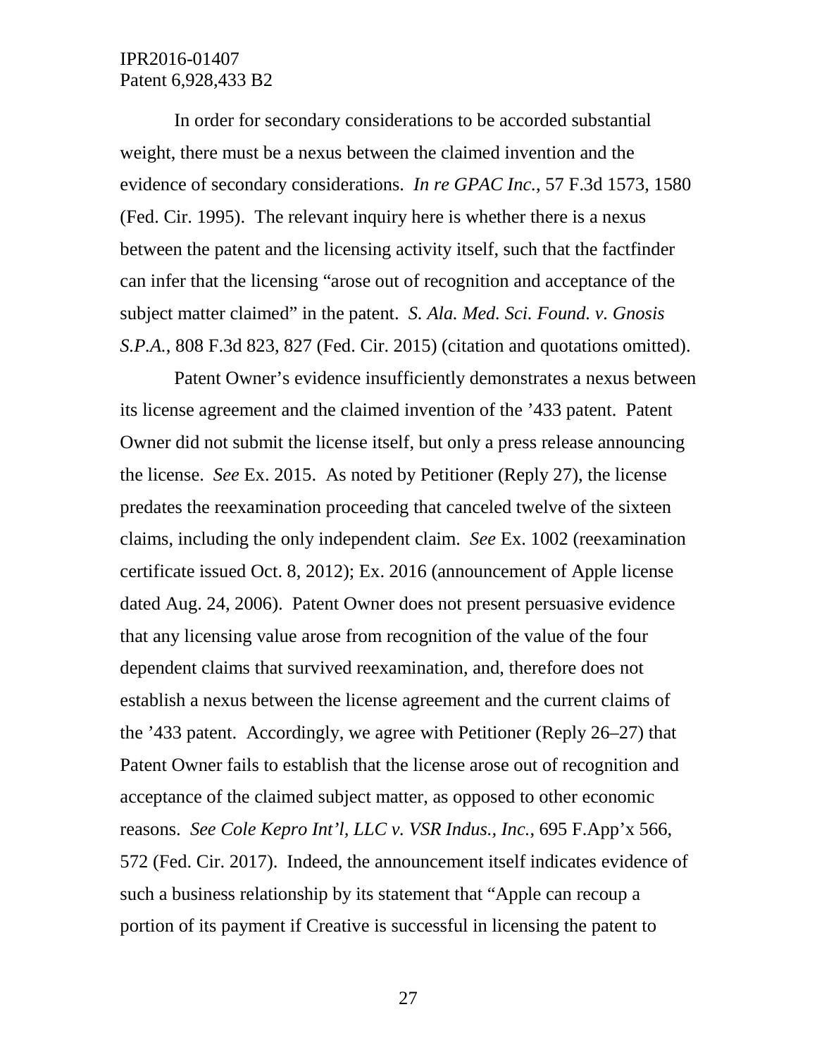In order for secondary considerations to be accorded substantial weight, there must be a nexus between the claimed invention and the evidence of secondary considerations. *In re GPAC Inc.*, 57 F.3d 1573, 1580 (Fed. Cir. 1995). The relevant inquiry here is whether there is a nexus between the patent and the licensing activity itself, such that the factfinder can infer that the licensing "arose out of recognition and acceptance of the subject matter claimed" in the patent. *S. Ala. Med. Sci. Found. v. Gnosis S.P.A.*, 808 F.3d 823, 827 (Fed. Cir. 2015) (citation and quotations omitted).

Patent Owner's evidence insufficiently demonstrates a nexus between its license agreement and the claimed invention of the '433 patent. Patent Owner did not submit the license itself, but only a press release announcing the license. *See* Ex. 2015. As noted by Petitioner (Reply 27), the license predates the reexamination proceeding that canceled twelve of the sixteen claims, including the only independent claim. *See* Ex. 1002 (reexamination certificate issued Oct. 8, 2012); Ex. 2016 (announcement of Apple license dated Aug. 24, 2006). Patent Owner does not present persuasive evidence that any licensing value arose from recognition of the value of the four dependent claims that survived reexamination, and, therefore does not establish a nexus between the license agreement and the current claims of the '433 patent. Accordingly, we agree with Petitioner (Reply 26–27) that Patent Owner fails to establish that the license arose out of recognition and acceptance of the claimed subject matter, as opposed to other economic reasons. *See Cole Kepro Int'l, LLC v. VSR Indus., Inc.*, 695 F.App'x 566, 572 (Fed. Cir. 2017). Indeed, the announcement itself indicates evidence of such a business relationship by its statement that "Apple can recoup a portion of its payment if Creative is successful in licensing the patent to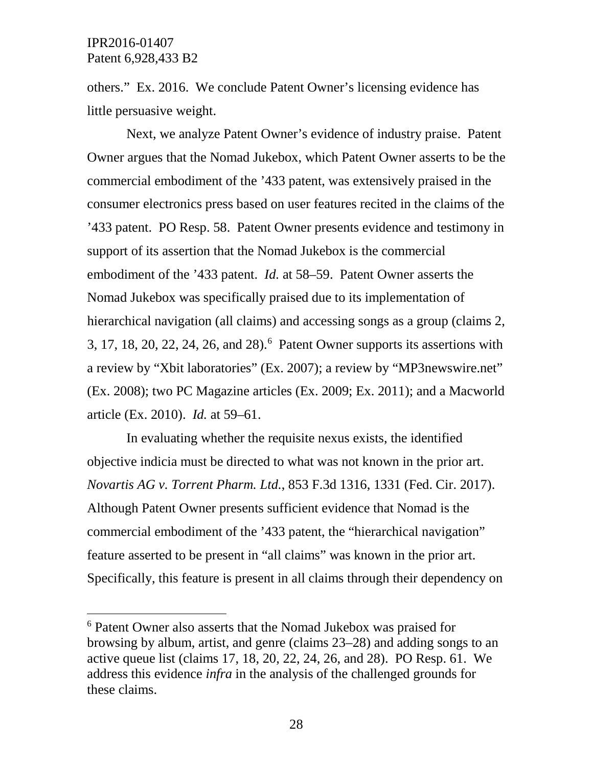others." Ex. 2016. We conclude Patent Owner's licensing evidence has little persuasive weight.

Next, we analyze Patent Owner's evidence of industry praise. Patent Owner argues that the Nomad Jukebox, which Patent Owner asserts to be the commercial embodiment of the '433 patent, was extensively praised in the consumer electronics press based on user features recited in the claims of the '433 patent. PO Resp. 58. Patent Owner presents evidence and testimony in support of its assertion that the Nomad Jukebox is the commercial embodiment of the '433 patent. *Id.* at 58–59. Patent Owner asserts the Nomad Jukebox was specifically praised due to its implementation of hierarchical navigation (all claims) and accessing songs as a group (claims 2, 3, 17, 18, 20, 22, 24, 26, and 28).[6] Patent Owner supports its assertions with a review by "Xbit laboratories" (Ex. 2007); a review by "MP3newswire.net" (Ex. 2008); two PC Magazine articles (Ex. 2009; Ex. 2011); and a Macworld article (Ex. 2010). *Id.* at 59–61.

In evaluating whether the requisite nexus exists, the identified objective indicia must be directed to what was not known in the prior art. *Novartis AG v. Torrent Pharm. Ltd.*, 853 F.3d 1316, 1331 (Fed. Cir. 2017). Although Patent Owner presents sufficient evidence that Nomad is the commercial embodiment of the '433 patent, the "hierarchical navigation" feature asserted to be present in "all claims" was known in the prior art. Specifically, this feature is present in all claims through their dependency on

[6] Patent Owner also asserts that the Nomad Jukebox was praised for browsing by album, artist, and genre (claims 23–28) and adding songs to an active queue list (claims 17, 18, 20, 22, 24, 26, and 28). PO Resp. 61. We address this evidence *infra* in the analysis of the challenged grounds for these claims.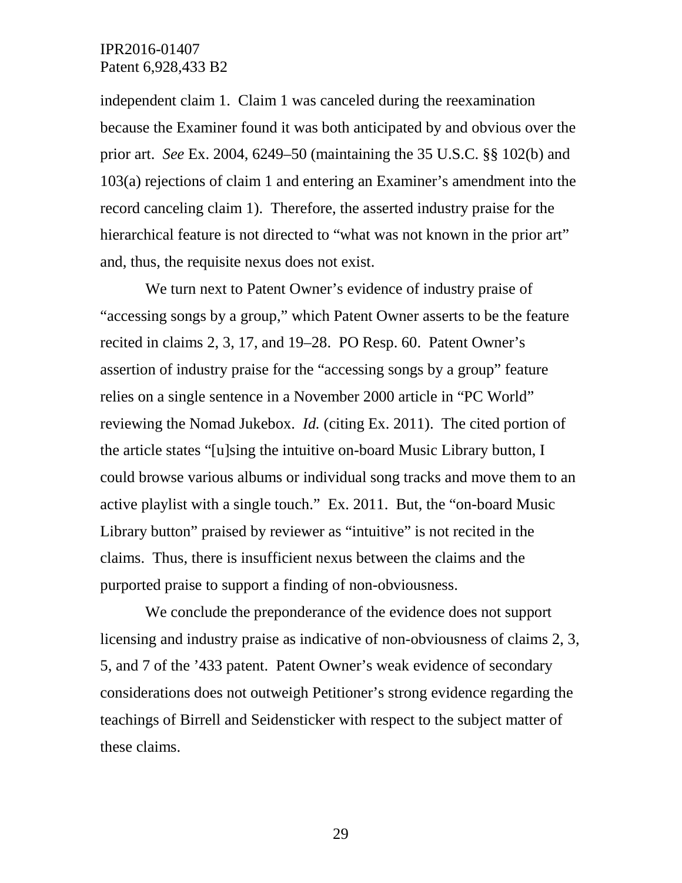independent claim 1. Claim 1 was canceled during the reexamination because the Examiner found it was both anticipated by and obvious over the prior art. *See* Ex. 2004, 6249–50 (maintaining the 35 U.S.C. §§ 102(b) and 103(a) rejections of claim 1 and entering an Examiner's amendment into the record canceling claim 1). Therefore, the asserted industry praise for the hierarchical feature is not directed to "what was not known in the prior art" and, thus, the requisite nexus does not exist.

We turn next to Patent Owner's evidence of industry praise of "accessing songs by a group," which Patent Owner asserts to be the feature recited in claims 2, 3, 17, and 19–28. PO Resp. 60. Patent Owner's assertion of industry praise for the "accessing songs by a group" feature relies on a single sentence in a November 2000 article in "PC World" reviewing the Nomad Jukebox. *Id.* (citing Ex. 2011). The cited portion of the article states "[u]sing the intuitive on-board Music Library button, I could browse various albums or individual song tracks and move them to an active playlist with a single touch." Ex. 2011. But, the "on-board Music Library button" praised by reviewer as "intuitive" is not recited in the claims. Thus, there is insufficient nexus between the claims and the purported praise to support a finding of non-obviousness.

We conclude the preponderance of the evidence does not support licensing and industry praise as indicative of non-obviousness of claims 2, 3, 5, and 7 of the '433 patent. Patent Owner's weak evidence of secondary considerations does not outweigh Petitioner's strong evidence regarding the teachings of Birrell and Seidensticker with respect to the subject matter of these claims.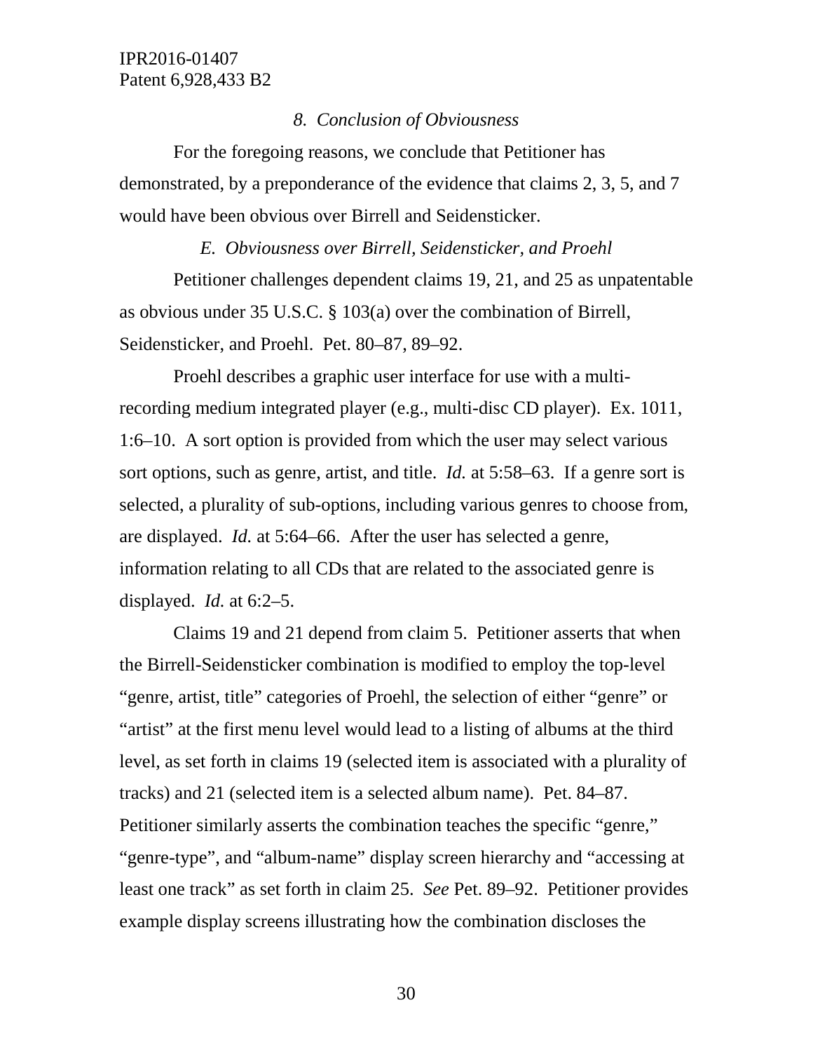### *8. Conclusion of Obviousness*

For the foregoing reasons, we conclude that Petitioner has demonstrated, by a preponderance of the evidence that claims 2, 3, 5, and 7 would have been obvious over Birrell and Seidensticker.

## *E. Obviousness over Birrell, Seidensticker, and Proehl*

Petitioner challenges dependent claims 19, 21, and 25 as unpatentable as obvious under 35 U.S.C. § 103(a) over the combination of Birrell, Seidensticker, and Proehl. Pet. 80–87, 89–92.

Proehl describes a graphic user interface for use with a multi-recording medium integrated player (e.g., multi-disc CD player). Ex. 1011, 1:6–10. A sort option is provided from which the user may select various sort options, such as genre, artist, and title. *Id.* at 5:58–63. If a genre sort is selected, a plurality of sub-options, including various genres to choose from, are displayed. *Id.* at 5:64–66. After the user has selected a genre, information relating to all CDs that are related to the associated genre is displayed. *Id.* at 6:2–5.

Claims 19 and 21 depend from claim 5. Petitioner asserts that when the Birrell-Seidensticker combination is modified to employ the top-level "genre, artist, title" categories of Proehl, the selection of either "genre" or "artist" at the first menu level would lead to a listing of albums at the third level, as set forth in claims 19 (selected item is associated with a plurality of tracks) and 21 (selected item is a selected album name). Pet. 84–87. Petitioner similarly asserts the combination teaches the specific "genre," "genre-type", and "album-name" display screen hierarchy and "accessing at least one track" as set forth in claim 25. *See* Pet. 89–92. Petitioner provides example display screens illustrating how the combination discloses the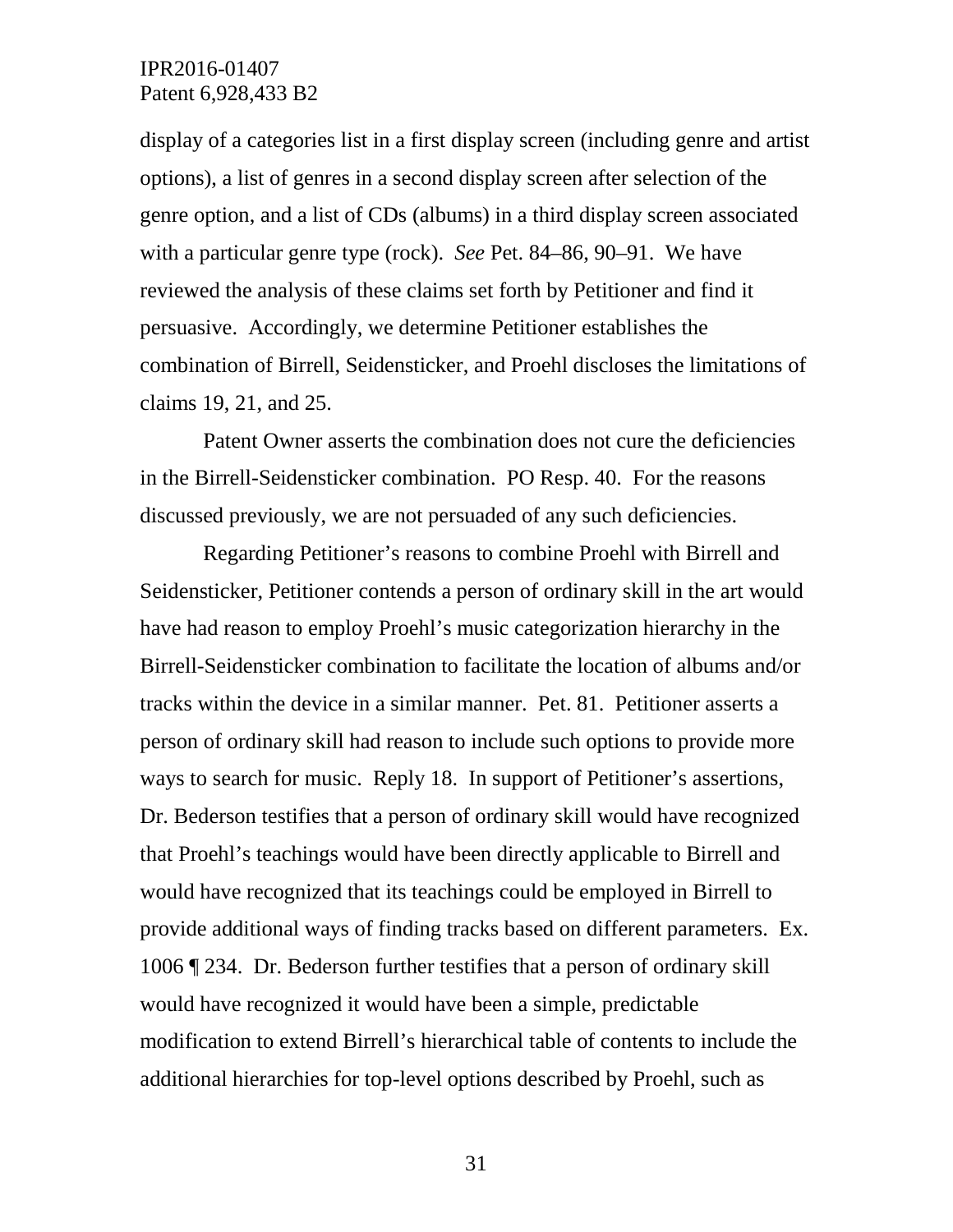display of a categories list in a first display screen (including genre and artist options), a list of genres in a second display screen after selection of the genre option, and a list of CDs (albums) in a third display screen associated with a particular genre type (rock). *See* Pet. 84–86, 90–91. We have reviewed the analysis of these claims set forth by Petitioner and find it persuasive. Accordingly, we determine Petitioner establishes the combination of Birrell, Seidensticker, and Proehl discloses the limitations of claims 19, 21, and 25.

Patent Owner asserts the combination does not cure the deficiencies in the Birrell-Seidensticker combination. PO Resp. 40. For the reasons discussed previously, we are not persuaded of any such deficiencies.

Regarding Petitioner's reasons to combine Proehl with Birrell and Seidensticker, Petitioner contends a person of ordinary skill in the art would have had reason to employ Proehl's music categorization hierarchy in the Birrell-Seidensticker combination to facilitate the location of albums and/or tracks within the device in a similar manner. Pet. 81. Petitioner asserts a person of ordinary skill had reason to include such options to provide more ways to search for music. Reply 18. In support of Petitioner's assertions, Dr. Bederson testifies that a person of ordinary skill would have recognized that Proehl's teachings would have been directly applicable to Birrell and would have recognized that its teachings could be employed in Birrell to provide additional ways of finding tracks based on different parameters. Ex. 1006 ¶ 234. Dr. Bederson further testifies that a person of ordinary skill would have recognized it would have been a simple, predictable modification to extend Birrell's hierarchical table of contents to include the additional hierarchies for top-level options described by Proehl, such as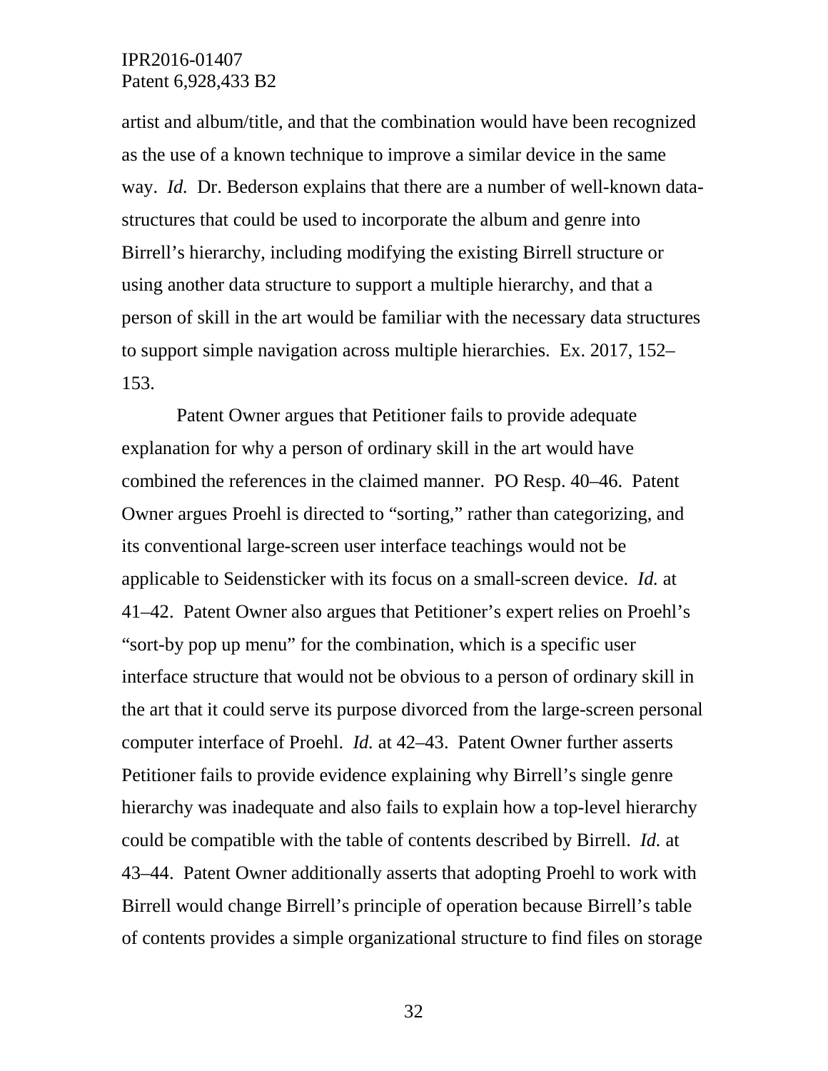artist and album/title, and that the combination would have been recognized as the use of a known technique to improve a similar device in the same way. *Id.* Dr. Bederson explains that there are a number of well-known data-structures that could be used to incorporate the album and genre into Birrell's hierarchy, including modifying the existing Birrell structure or using another data structure to support a multiple hierarchy, and that a person of skill in the art would be familiar with the necessary data structures to support simple navigation across multiple hierarchies. Ex. 2017, 152–153.

Patent Owner argues that Petitioner fails to provide adequate explanation for why a person of ordinary skill in the art would have combined the references in the claimed manner. PO Resp. 40–46. Patent Owner argues Proehl is directed to "sorting," rather than categorizing, and its conventional large-screen user interface teachings would not be applicable to Seidensticker with its focus on a small-screen device. *Id.* at 41–42. Patent Owner also argues that Petitioner's expert relies on Proehl's "sort-by pop up menu" for the combination, which is a specific user interface structure that would not be obvious to a person of ordinary skill in the art that it could serve its purpose divorced from the large-screen personal computer interface of Proehl. *Id.* at 42–43. Patent Owner further asserts Petitioner fails to provide evidence explaining why Birrell's single genre hierarchy was inadequate and also fails to explain how a top-level hierarchy could be compatible with the table of contents described by Birrell. *Id.* at 43–44. Patent Owner additionally asserts that adopting Proehl to work with Birrell would change Birrell's principle of operation because Birrell's table of contents provides a simple organizational structure to find files on storage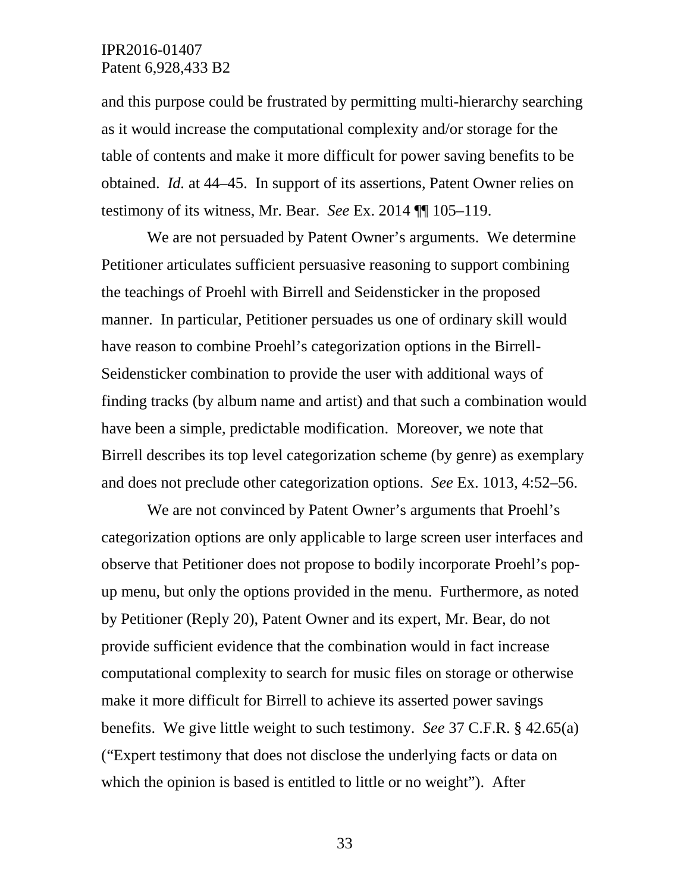and this purpose could be frustrated by permitting multi-hierarchy searching as it would increase the computational complexity and/or storage for the table of contents and make it more difficult for power saving benefits to be obtained. *Id.* at 44–45. In support of its assertions, Patent Owner relies on testimony of its witness, Mr. Bear. *See* Ex. 2014 ¶¶ 105–119.

We are not persuaded by Patent Owner's arguments. We determine Petitioner articulates sufficient persuasive reasoning to support combining the teachings of Proehl with Birrell and Seidensticker in the proposed manner. In particular, Petitioner persuades us one of ordinary skill would have reason to combine Proehl's categorization options in the Birrell-Seidensticker combination to provide the user with additional ways of finding tracks (by album name and artist) and that such a combination would have been a simple, predictable modification. Moreover, we note that Birrell describes its top level categorization scheme (by genre) as exemplary and does not preclude other categorization options. *See* Ex. 1013, 4:52–56.

We are not convinced by Patent Owner's arguments that Proehl's categorization options are only applicable to large screen user interfaces and observe that Petitioner does not propose to bodily incorporate Proehl's pop-up menu, but only the options provided in the menu. Furthermore, as noted by Petitioner (Reply 20), Patent Owner and its expert, Mr. Bear, do not provide sufficient evidence that the combination would in fact increase computational complexity to search for music files on storage or otherwise make it more difficult for Birrell to achieve its asserted power savings benefits. We give little weight to such testimony. *See* 37 C.F.R. § 42.65(a) ("Expert testimony that does not disclose the underlying facts or data on which the opinion is based is entitled to little or no weight"). After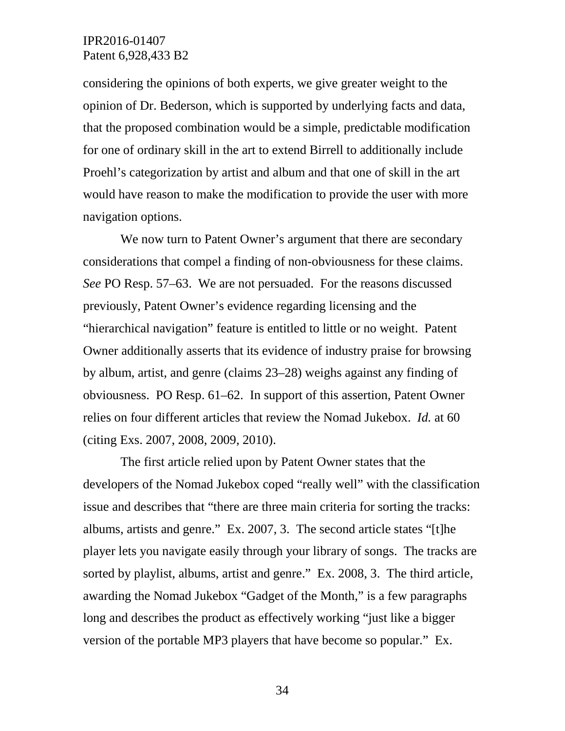considering the opinions of both experts, we give greater weight to the opinion of Dr. Bederson, which is supported by underlying facts and data, that the proposed combination would be a simple, predictable modification for one of ordinary skill in the art to extend Birrell to additionally include Proehl's categorization by artist and album and that one of skill in the art would have reason to make the modification to provide the user with more navigation options.

We now turn to Patent Owner's argument that there are secondary considerations that compel a finding of non-obviousness for these claims. *See* PO Resp. 57–63. We are not persuaded. For the reasons discussed previously, Patent Owner's evidence regarding licensing and the "hierarchical navigation" feature is entitled to little or no weight. Patent Owner additionally asserts that its evidence of industry praise for browsing by album, artist, and genre (claims 23–28) weighs against any finding of obviousness. PO Resp. 61–62. In support of this assertion, Patent Owner relies on four different articles that review the Nomad Jukebox. *Id.* at 60 (citing Exs. 2007, 2008, 2009, 2010).

The first article relied upon by Patent Owner states that the developers of the Nomad Jukebox coped "really well" with the classification issue and describes that "there are three main criteria for sorting the tracks: albums, artists and genre." Ex. 2007, 3. The second article states "[t]he player lets you navigate easily through your library of songs. The tracks are sorted by playlist, albums, artist and genre." Ex. 2008, 3. The third article, awarding the Nomad Jukebox "Gadget of the Month," is a few paragraphs long and describes the product as effectively working "just like a bigger version of the portable MP3 players that have become so popular." Ex.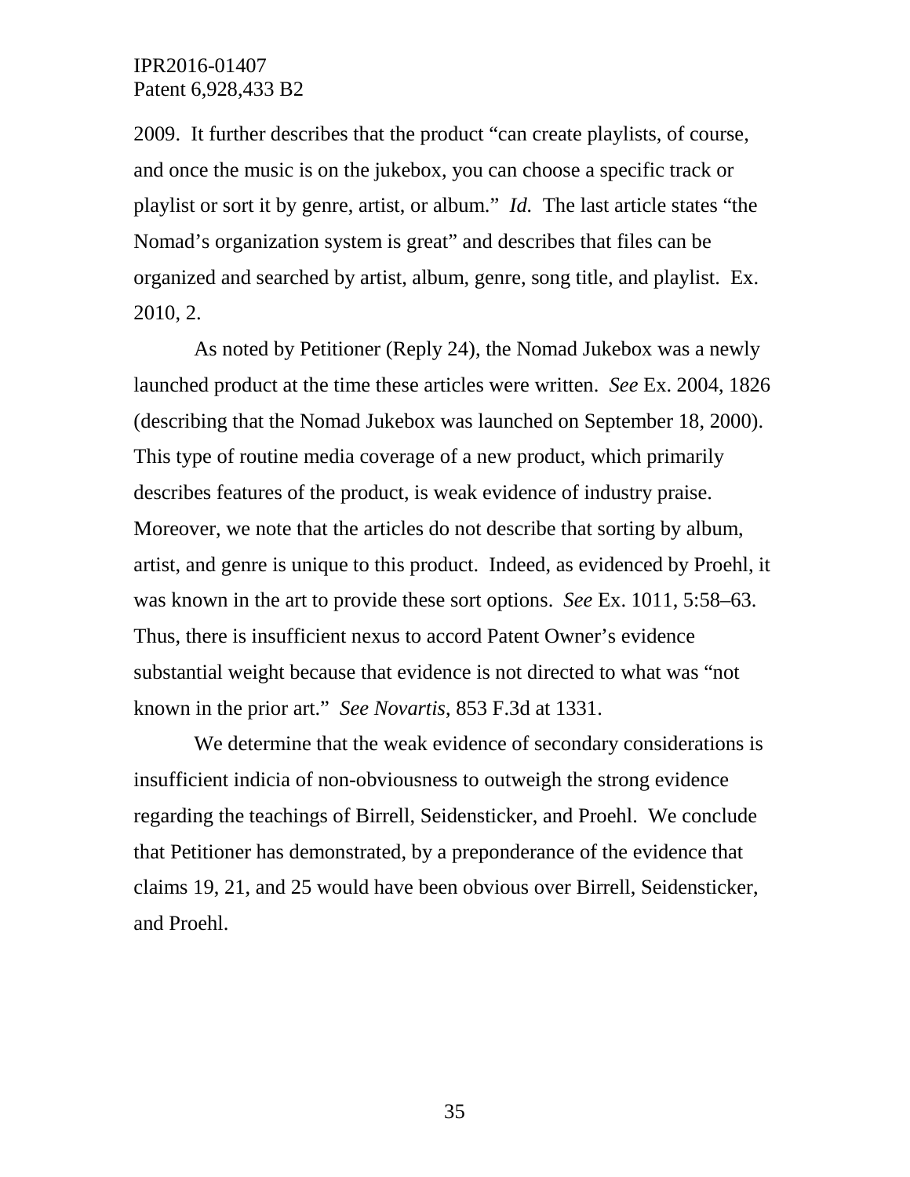2009. It further describes that the product "can create playlists, of course, and once the music is on the jukebox, you can choose a specific track or playlist or sort it by genre, artist, or album." *Id.* The last article states "the Nomad's organization system is great" and describes that files can be organized and searched by artist, album, genre, song title, and playlist. Ex. 2010, 2.

As noted by Petitioner (Reply 24), the Nomad Jukebox was a newly launched product at the time these articles were written. *See* Ex. 2004, 1826 (describing that the Nomad Jukebox was launched on September 18, 2000). This type of routine media coverage of a new product, which primarily describes features of the product, is weak evidence of industry praise. Moreover, we note that the articles do not describe that sorting by album, artist, and genre is unique to this product. Indeed, as evidenced by Proehl, it was known in the art to provide these sort options. *See* Ex. 1011, 5:58–63. Thus, there is insufficient nexus to accord Patent Owner's evidence substantial weight because that evidence is not directed to what was "not known in the prior art." *See Novartis*, 853 F.3d at 1331.

We determine that the weak evidence of secondary considerations is insufficient indicia of non-obviousness to outweigh the strong evidence regarding the teachings of Birrell, Seidensticker, and Proehl. We conclude that Petitioner has demonstrated, by a preponderance of the evidence that claims 19, 21, and 25 would have been obvious over Birrell, Seidensticker, and Proehl.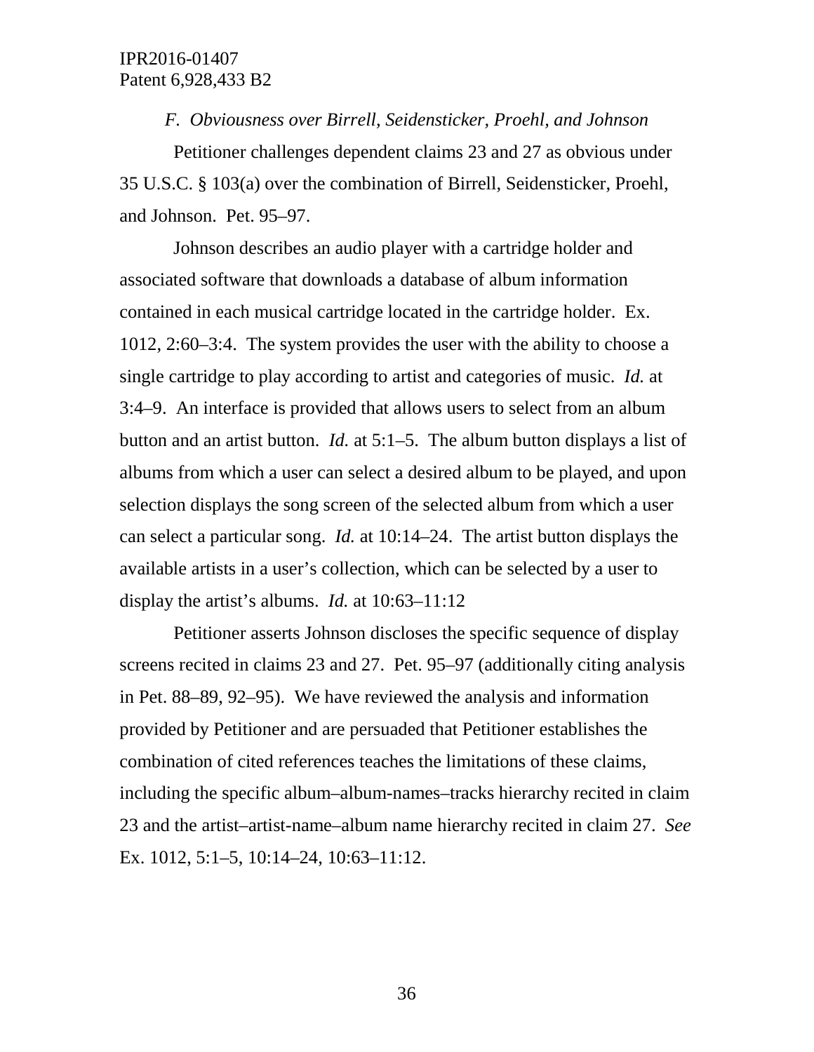### *F. Obviousness over Birrell, Seidensticker, Proehl, and Johnson*

Petitioner challenges dependent claims 23 and 27 as obvious under 35 U.S.C. § 103(a) over the combination of Birrell, Seidensticker, Proehl, and Johnson. Pet. 95–97.

Johnson describes an audio player with a cartridge holder and associated software that downloads a database of album information contained in each musical cartridge located in the cartridge holder. Ex. 1012, 2:60–3:4. The system provides the user with the ability to choose a single cartridge to play according to artist and categories of music. *Id.* at 3:4–9. An interface is provided that allows users to select from an album button and an artist button. *Id.* at 5:1–5. The album button displays a list of albums from which a user can select a desired album to be played, and upon selection displays the song screen of the selected album from which a user can select a particular song. *Id.* at 10:14–24. The artist button displays the available artists in a user's collection, which can be selected by a user to display the artist's albums. *Id.* at 10:63–11:12

Petitioner asserts Johnson discloses the specific sequence of display screens recited in claims 23 and 27. Pet. 95–97 (additionally citing analysis in Pet. 88–89, 92–95). We have reviewed the analysis and information provided by Petitioner and are persuaded that Petitioner establishes the combination of cited references teaches the limitations of these claims, including the specific album–album-names–tracks hierarchy recited in claim 23 and the artist–artist-name–album name hierarchy recited in claim 27. *See* Ex. 1012, 5:1–5, 10:14–24, 10:63–11:12.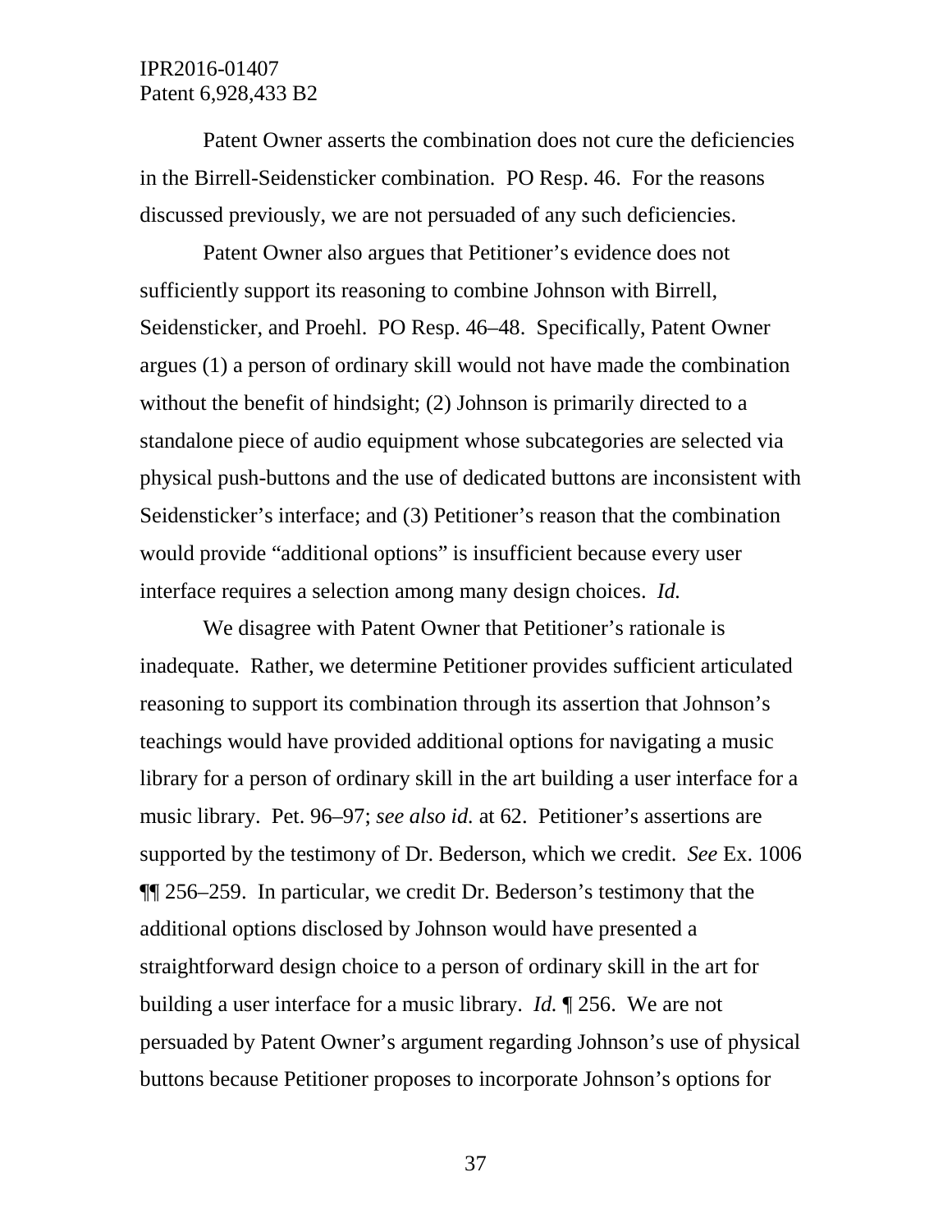Patent Owner asserts the combination does not cure the deficiencies in the Birrell-Seidensticker combination. PO Resp. 46. For the reasons discussed previously, we are not persuaded of any such deficiencies.

Patent Owner also argues that Petitioner's evidence does not sufficiently support its reasoning to combine Johnson with Birrell, Seidensticker, and Proehl. PO Resp. 46–48. Specifically, Patent Owner argues (1) a person of ordinary skill would not have made the combination without the benefit of hindsight; (2) Johnson is primarily directed to a standalone piece of audio equipment whose subcategories are selected via physical push-buttons and the use of dedicated buttons are inconsistent with Seidensticker's interface; and (3) Petitioner's reason that the combination would provide "additional options" is insufficient because every user interface requires a selection among many design choices. *Id.*

We disagree with Patent Owner that Petitioner's rationale is inadequate. Rather, we determine Petitioner provides sufficient articulated reasoning to support its combination through its assertion that Johnson's teachings would have provided additional options for navigating a music library for a person of ordinary skill in the art building a user interface for a music library. Pet. 96–97; *see also id.* at 62. Petitioner's assertions are supported by the testimony of Dr. Bederson, which we credit. *See* Ex. 1006 ¶¶ 256–259. In particular, we credit Dr. Bederson's testimony that the additional options disclosed by Johnson would have presented a straightforward design choice to a person of ordinary skill in the art for building a user interface for a music library. *Id.* ¶ 256. We are not persuaded by Patent Owner's argument regarding Johnson's use of physical buttons because Petitioner proposes to incorporate Johnson's options for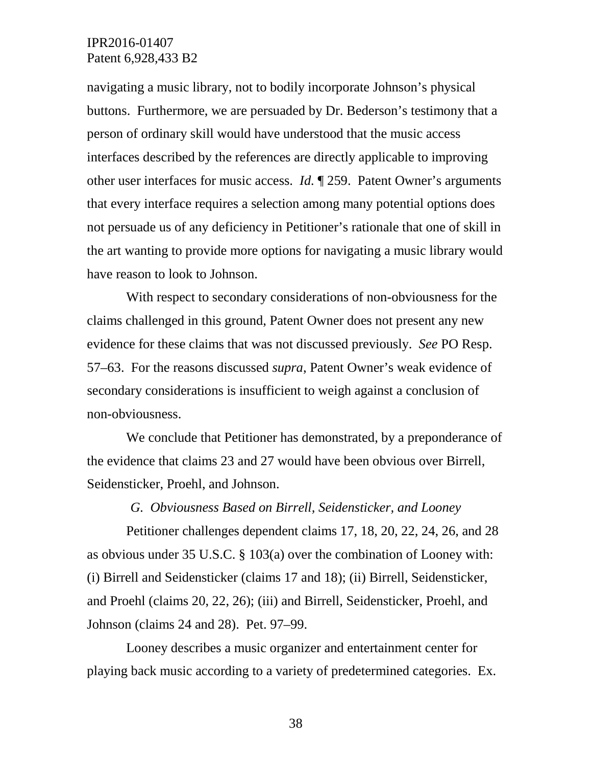navigating a music library, not to bodily incorporate Johnson's physical buttons. Furthermore, we are persuaded by Dr. Bederson's testimony that a person of ordinary skill would have understood that the music access interfaces described by the references are directly applicable to improving other user interfaces for music access. *Id.* ¶ 259. Patent Owner's arguments that every interface requires a selection among many potential options does not persuade us of any deficiency in Petitioner's rationale that one of skill in the art wanting to provide more options for navigating a music library would have reason to look to Johnson.

With respect to secondary considerations of non-obviousness for the claims challenged in this ground, Patent Owner does not present any new evidence for these claims that was not discussed previously. *See* PO Resp. 57–63. For the reasons discussed *supra*, Patent Owner's weak evidence of secondary considerations is insufficient to weigh against a conclusion of non-obviousness.

We conclude that Petitioner has demonstrated, by a preponderance of the evidence that claims 23 and 27 would have been obvious over Birrell, Seidensticker, Proehl, and Johnson.

### *G. Obviousness Based on Birrell, Seidensticker, and Looney*

Petitioner challenges dependent claims 17, 18, 20, 22, 24, 26, and 28 as obvious under 35 U.S.C. § 103(a) over the combination of Looney with: (i) Birrell and Seidensticker (claims 17 and 18); (ii) Birrell, Seidensticker, and Proehl (claims 20, 22, 26); (iii) and Birrell, Seidensticker, Proehl, and Johnson (claims 24 and 28). Pet. 97–99.

Looney describes a music organizer and entertainment center for playing back music according to a variety of predetermined categories. Ex.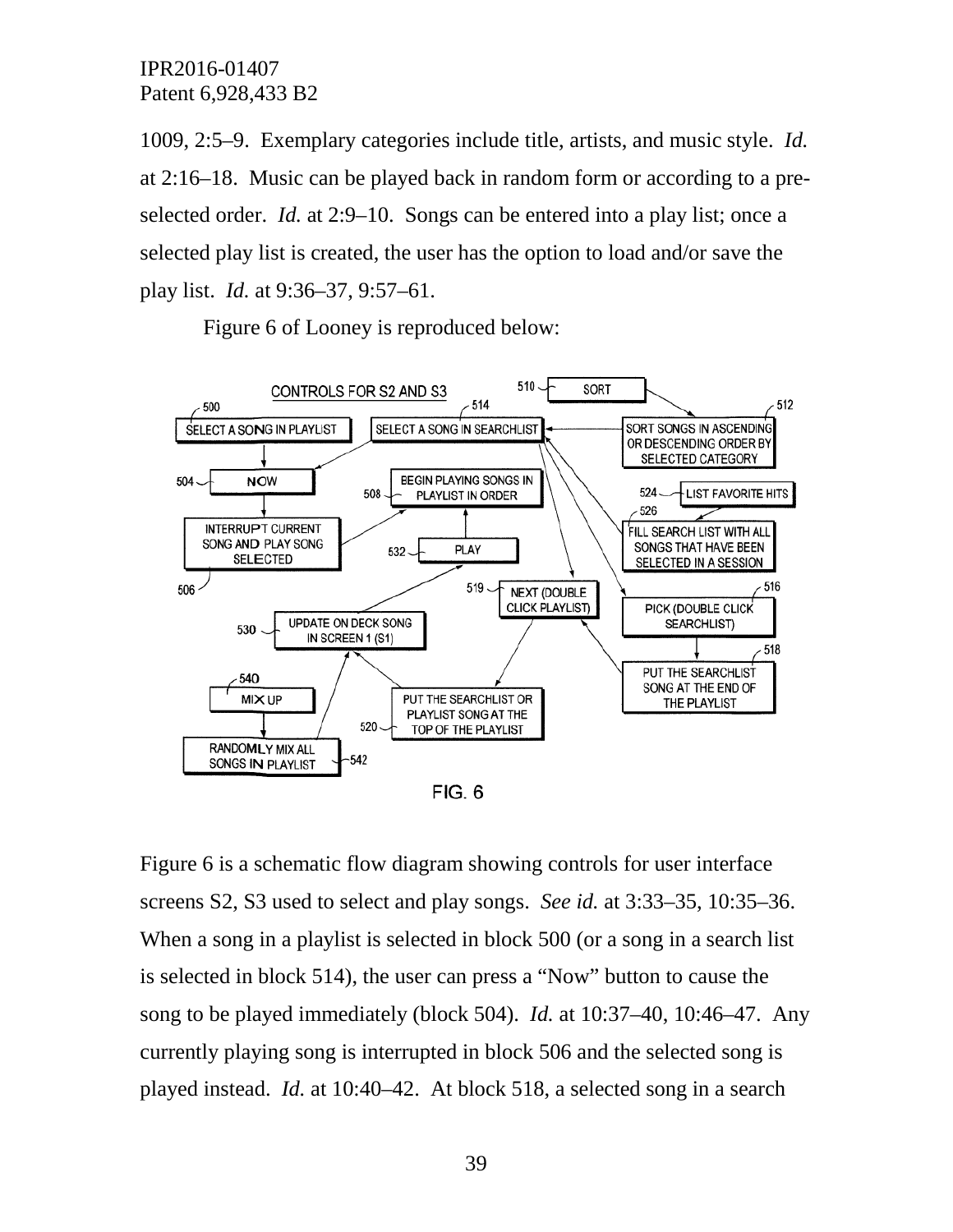1009, 2:5–9. Exemplary categories include title, artists, and music style. *Id.* at 2:16–18. Music can be played back in random form or according to a pre-selected order. *Id.* at 2:9–10. Songs can be entered into a play list; once a selected play list is created, the user has the option to load and/or save the play list. *Id.* at 9:36–37, 9:57–61.

Figure 6 of Looney is reproduced below:

Figure 6 is a schematic flow diagram showing controls for user interface screens S2, S3 used to select and play songs. *See id.* at 3:33–35, 10:35–36. When a song in a playlist is selected in block 500 (or a song in a search list is selected in block 514), the user can press a "Now" button to cause the song to be played immediately (block 504). *Id.* at 10:37–40, 10:46–47. Any currently playing song is interrupted in block 506 and the selected song is played instead. *Id.* at 10:40–42. At block 518, a selected song in a search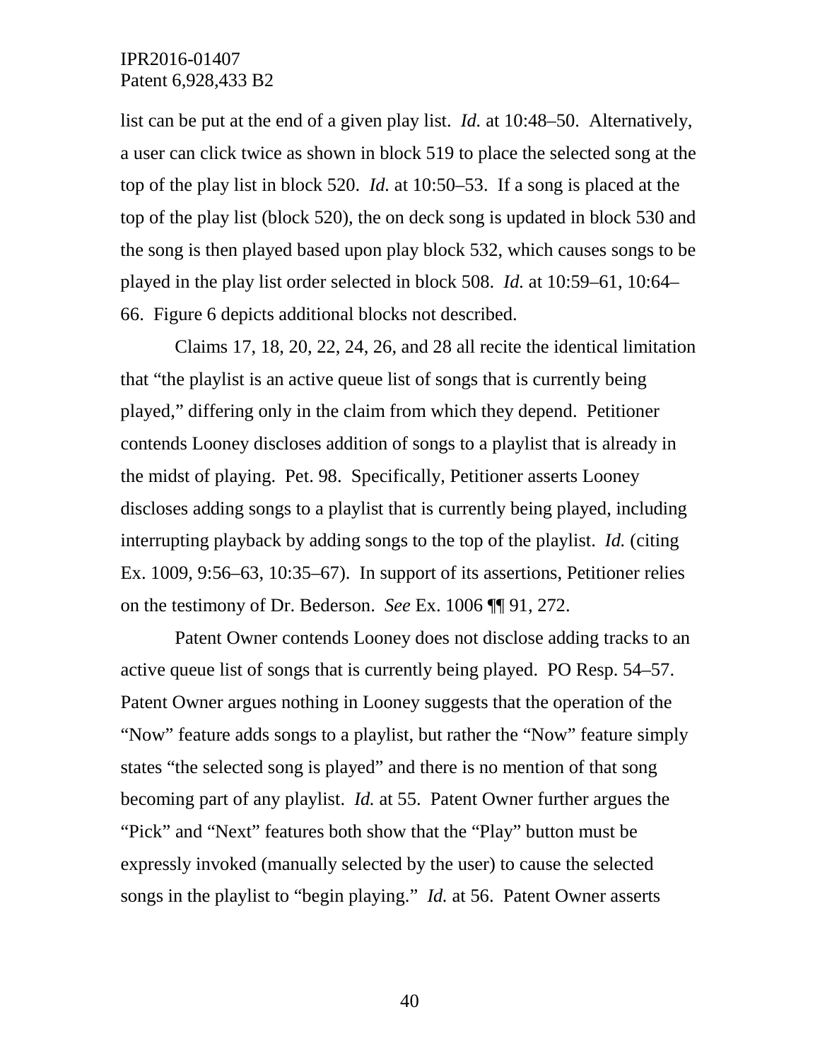list can be put at the end of a given play list. *Id.* at 10:48–50. Alternatively, a user can click twice as shown in block 519 to place the selected song at the top of the play list in block 520. *Id.* at 10:50–53. If a song is placed at the top of the play list (block 520), the on deck song is updated in block 530 and the song is then played based upon play block 532, which causes songs to be played in the play list order selected in block 508. *Id.* at 10:59–61, 10:64–66. Figure 6 depicts additional blocks not described.

Claims 17, 18, 20, 22, 24, 26, and 28 all recite the identical limitation that "the playlist is an active queue list of songs that is currently being played," differing only in the claim from which they depend. Petitioner contends Looney discloses addition of songs to a playlist that is already in the midst of playing. Pet. 98. Specifically, Petitioner asserts Looney discloses adding songs to a playlist that is currently being played, including interrupting playback by adding songs to the top of the playlist. *Id.* (citing Ex. 1009, 9:56–63, 10:35–67). In support of its assertions, Petitioner relies on the testimony of Dr. Bederson. *See* Ex. 1006 ¶¶ 91, 272.

Patent Owner contends Looney does not disclose adding tracks to an active queue list of songs that is currently being played. PO Resp. 54–57. Patent Owner argues nothing in Looney suggests that the operation of the "Now" feature adds songs to a playlist, but rather the "Now" feature simply states "the selected song is played" and there is no mention of that song becoming part of any playlist. *Id.* at 55. Patent Owner further argues the "Pick" and "Next" features both show that the "Play" button must be expressly invoked (manually selected by the user) to cause the selected songs in the playlist to "begin playing." *Id.* at 56. Patent Owner asserts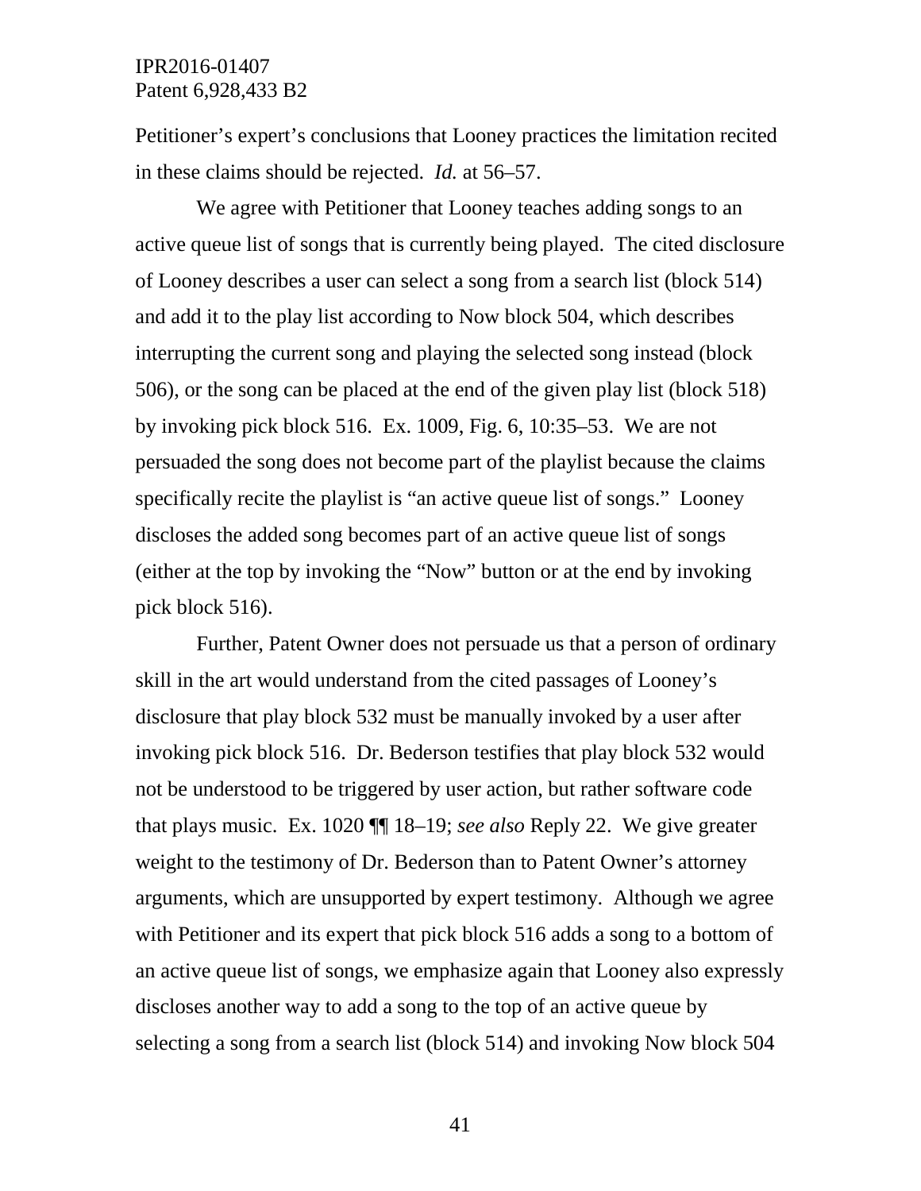Petitioner's expert's conclusions that Looney practices the limitation recited in these claims should be rejected. *Id.* at 56–57.

We agree with Petitioner that Looney teaches adding songs to an active queue list of songs that is currently being played. The cited disclosure of Looney describes a user can select a song from a search list (block 514) and add it to the play list according to Now block 504, which describes interrupting the current song and playing the selected song instead (block 506), or the song can be placed at the end of the given play list (block 518) by invoking pick block 516. Ex. 1009, Fig. 6, 10:35–53. We are not persuaded the song does not become part of the playlist because the claims specifically recite the playlist is "an active queue list of songs." Looney discloses the added song becomes part of an active queue list of songs (either at the top by invoking the "Now" button or at the end by invoking pick block 516).

Further, Patent Owner does not persuade us that a person of ordinary skill in the art would understand from the cited passages of Looney's disclosure that play block 532 must be manually invoked by a user after invoking pick block 516. Dr. Bederson testifies that play block 532 would not be understood to be triggered by user action, but rather software code that plays music. Ex. 1020 ¶¶ 18–19; *see also* Reply 22. We give greater weight to the testimony of Dr. Bederson than to Patent Owner's attorney arguments, which are unsupported by expert testimony. Although we agree with Petitioner and its expert that pick block 516 adds a song to a bottom of an active queue list of songs, we emphasize again that Looney also expressly discloses another way to add a song to the top of an active queue by selecting a song from a search list (block 514) and invoking Now block 504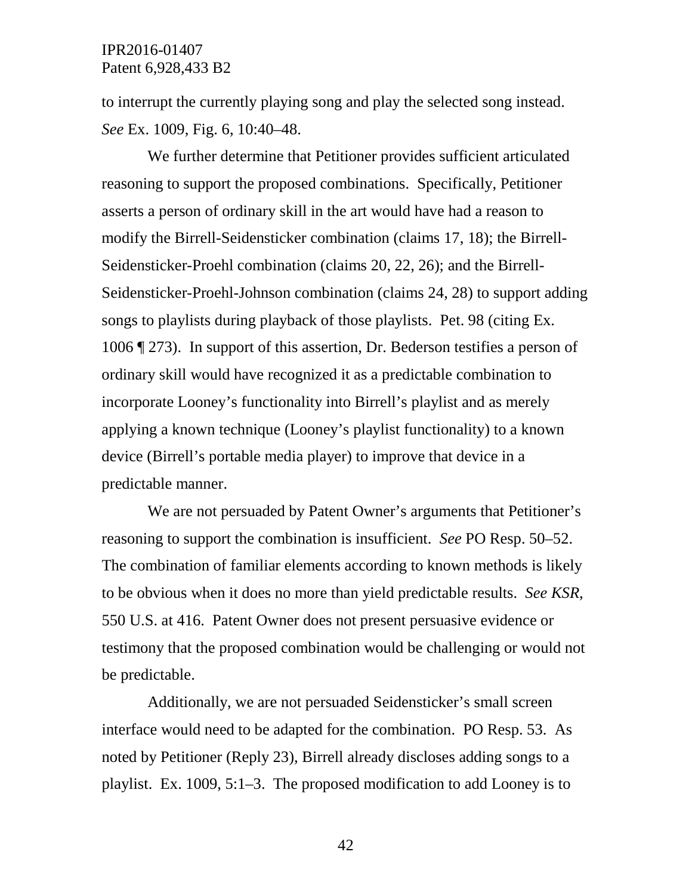to interrupt the currently playing song and play the selected song instead. *See* Ex. 1009, Fig. 6, 10:40–48.

We further determine that Petitioner provides sufficient articulated reasoning to support the proposed combinations. Specifically, Petitioner asserts a person of ordinary skill in the art would have had a reason to modify the Birrell-Seidensticker combination (claims 17, 18); the Birrell-Seidensticker-Proehl combination (claims 20, 22, 26); and the Birrell-Seidensticker-Proehl-Johnson combination (claims 24, 28) to support adding songs to playlists during playback of those playlists. Pet. 98 (citing Ex. 1006 ¶ 273). In support of this assertion, Dr. Bederson testifies a person of ordinary skill would have recognized it as a predictable combination to incorporate Looney's functionality into Birrell's playlist and as merely applying a known technique (Looney's playlist functionality) to a known device (Birrell's portable media player) to improve that device in a predictable manner.

We are not persuaded by Patent Owner's arguments that Petitioner's reasoning to support the combination is insufficient. *See* PO Resp. 50–52. The combination of familiar elements according to known methods is likely to be obvious when it does no more than yield predictable results. *See KSR*, 550 U.S. at 416. Patent Owner does not present persuasive evidence or testimony that the proposed combination would be challenging or would not be predictable.

Additionally, we are not persuaded Seidensticker's small screen interface would need to be adapted for the combination. PO Resp. 53. As noted by Petitioner (Reply 23), Birrell already discloses adding songs to a playlist. Ex. 1009, 5:1–3. The proposed modification to add Looney is to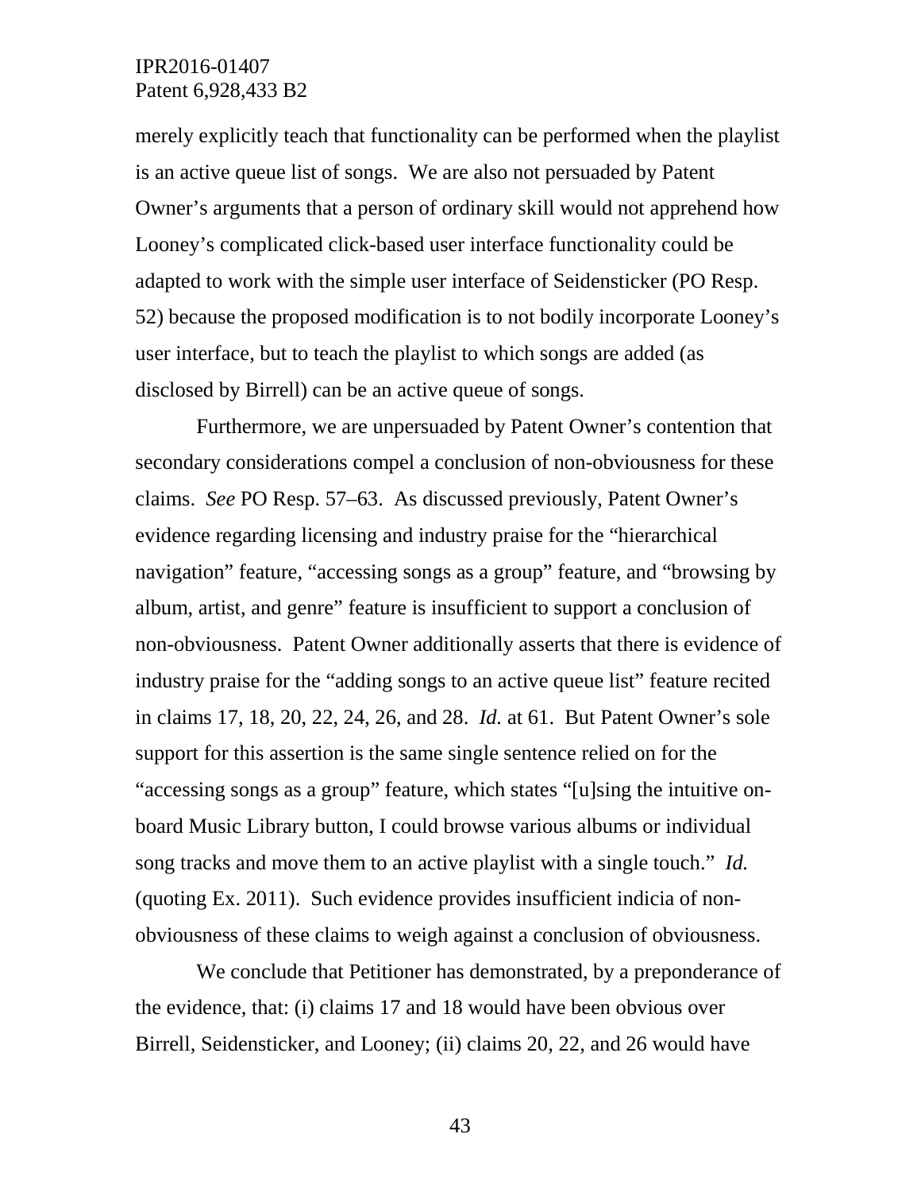merely explicitly teach that functionality can be performed when the playlist is an active queue list of songs. We are also not persuaded by Patent Owner's arguments that a person of ordinary skill would not apprehend how Looney's complicated click-based user interface functionality could be adapted to work with the simple user interface of Seidensticker (PO Resp. 52) because the proposed modification is to not bodily incorporate Looney's user interface, but to teach the playlist to which songs are added (as disclosed by Birrell) can be an active queue of songs.

Furthermore, we are unpersuaded by Patent Owner's contention that secondary considerations compel a conclusion of non-obviousness for these claims. *See* PO Resp. 57–63. As discussed previously, Patent Owner's evidence regarding licensing and industry praise for the "hierarchical navigation" feature, "accessing songs as a group" feature, and "browsing by album, artist, and genre" feature is insufficient to support a conclusion of non-obviousness. Patent Owner additionally asserts that there is evidence of industry praise for the "adding songs to an active queue list" feature recited in claims 17, 18, 20, 22, 24, 26, and 28. *Id.* at 61. But Patent Owner's sole support for this assertion is the same single sentence relied on for the "accessing songs as a group" feature, which states "[u]sing the intuitive on-board Music Library button, I could browse various albums or individual song tracks and move them to an active playlist with a single touch." *Id.* (quoting Ex. 2011). Such evidence provides insufficient indicia of non-obviousness of these claims to weigh against a conclusion of obviousness.

We conclude that Petitioner has demonstrated, by a preponderance of the evidence, that: (i) claims 17 and 18 would have been obvious over Birrell, Seidensticker, and Looney; (ii) claims 20, 22, and 26 would have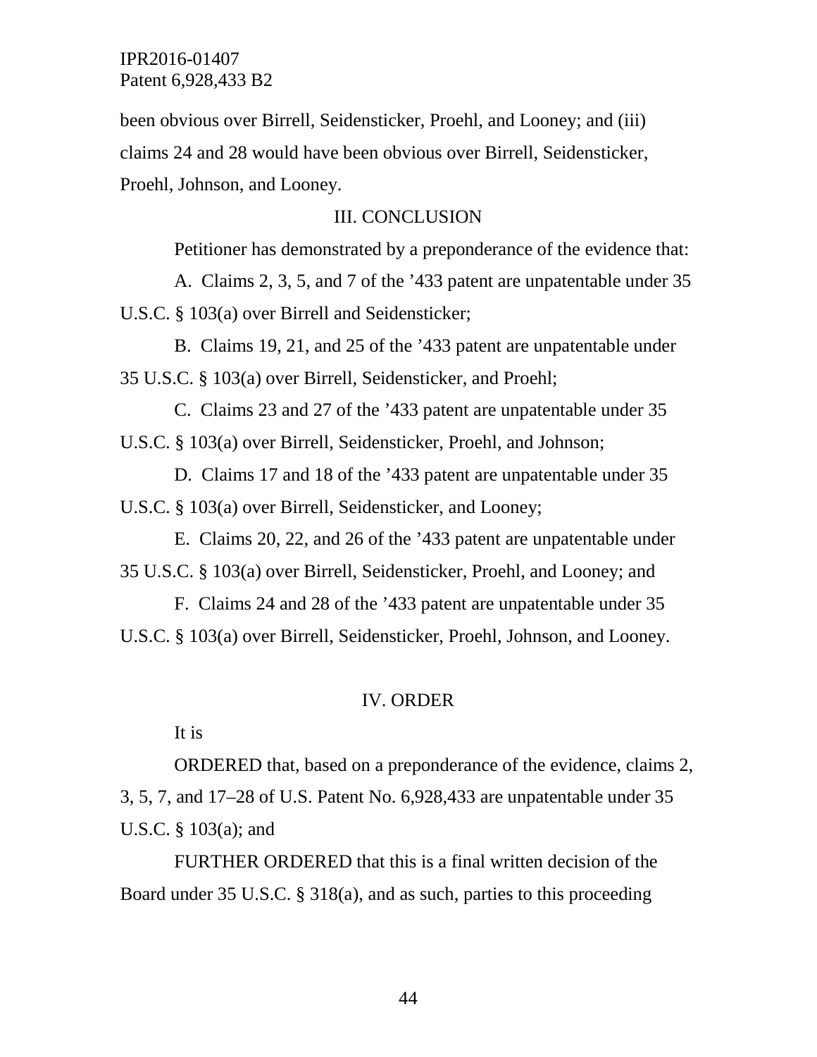been obvious over Birrell, Seidensticker, Proehl, and Looney; and (iii) claims 24 and 28 would have been obvious over Birrell, Seidensticker, Proehl, Johnson, and Looney.

## III. CONCLUSION

Petitioner has demonstrated by a preponderance of the evidence that:

A. Claims 2, 3, 5, and 7 of the '433 patent are unpatentable under 35 U.S.C. § 103(a) over Birrell and Seidensticker;

B. Claims 19, 21, and 25 of the '433 patent are unpatentable under 35 U.S.C. § 103(a) over Birrell, Seidensticker, and Proehl;

C. Claims 23 and 27 of the '433 patent are unpatentable under 35 U.S.C. § 103(a) over Birrell, Seidensticker, Proehl, and Johnson;

D. Claims 17 and 18 of the '433 patent are unpatentable under 35 U.S.C. § 103(a) over Birrell, Seidensticker, and Looney;

E. Claims 20, 22, and 26 of the '433 patent are unpatentable under 35 U.S.C. § 103(a) over Birrell, Seidensticker, Proehl, and Looney; and

F. Claims 24 and 28 of the '433 patent are unpatentable under 35 U.S.C. § 103(a) over Birrell, Seidensticker, Proehl, Johnson, and Looney.

## IV. ORDER

It is

ORDERED that, based on a preponderance of the evidence, claims 2, 3, 5, 7, and 17–28 of U.S. Patent No. 6,928,433 are unpatentable under 35 U.S.C. § 103(a); and

FURTHER ORDERED that this is a final written decision of the Board under 35 U.S.C. § 318(a), and as such, parties to this proceeding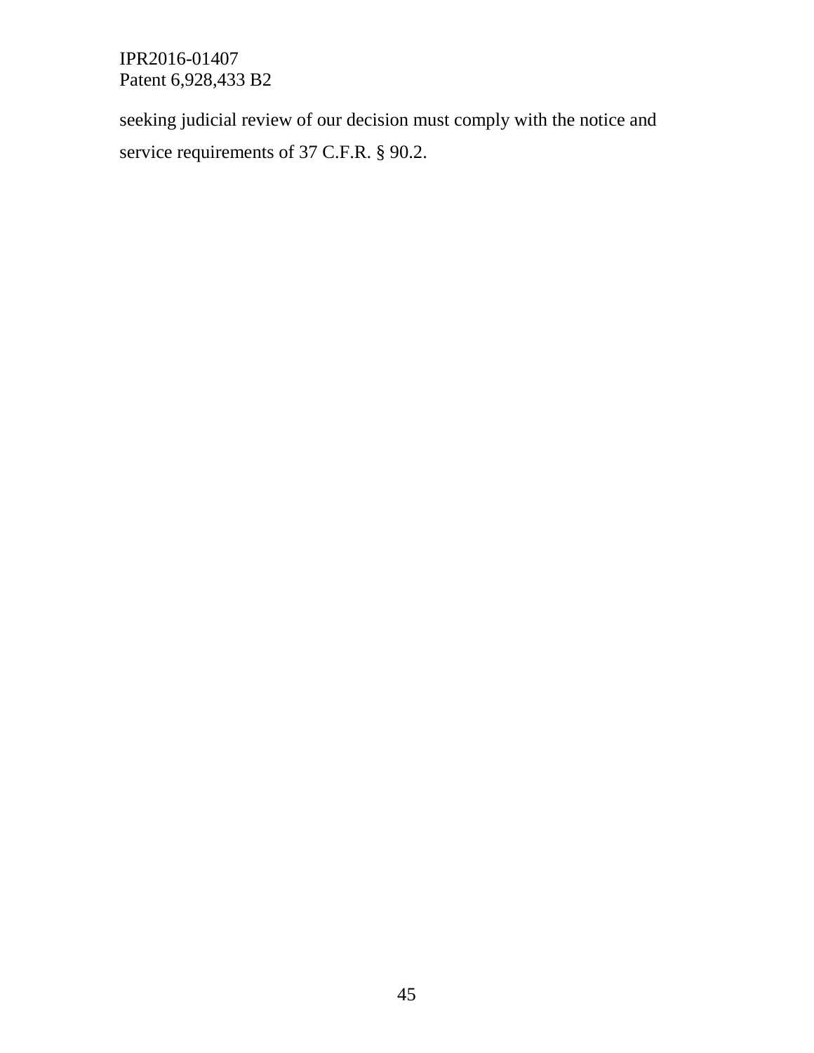seeking judicial review of our decision must comply with the notice and service requirements of 37 C.F.R. § 90.2.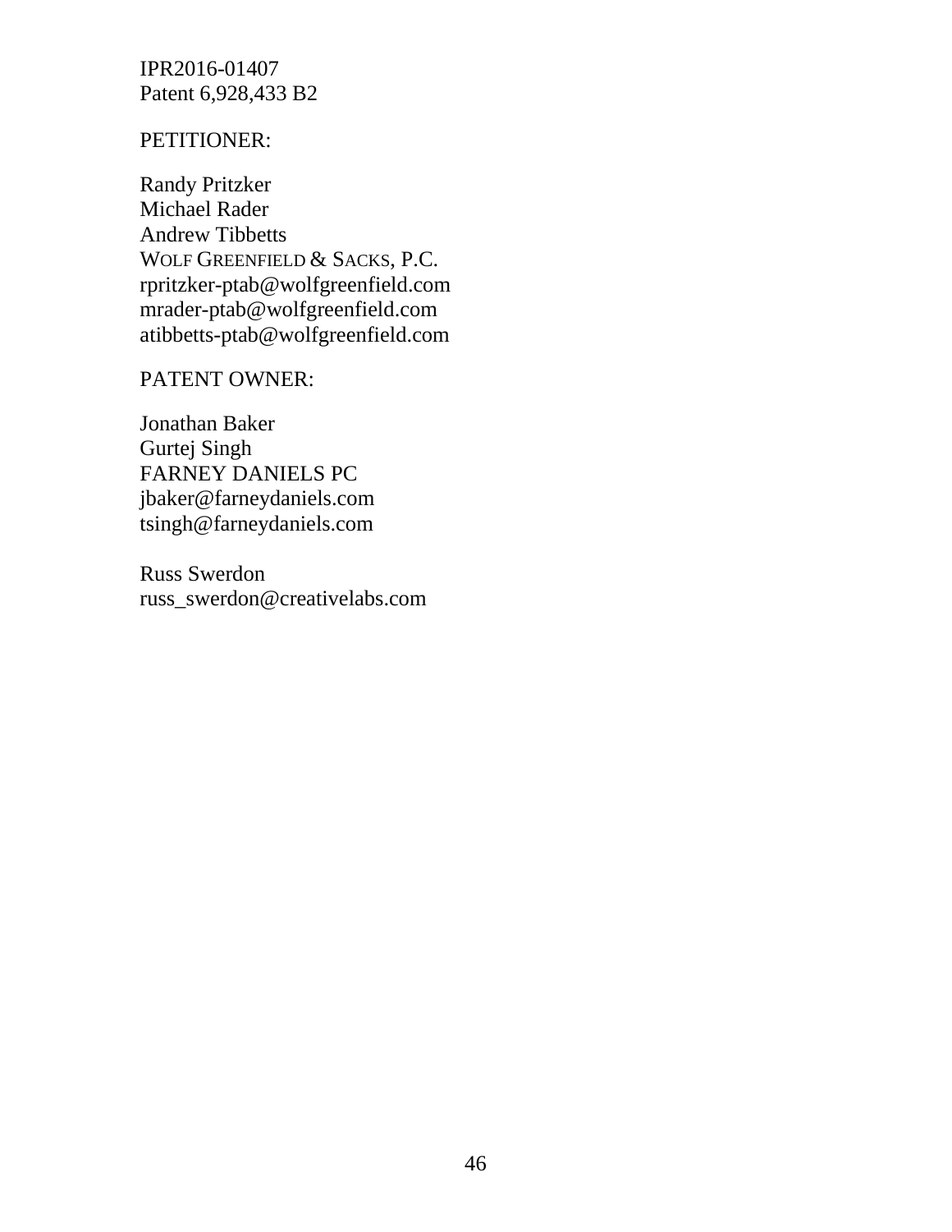IPR2016-01407
Patent 6,928,433 B2

PETITIONER:

Randy Pritzker
Michael Rader
Andrew Tibbetts
WOLF GREENFIELD & SACKS, P.C.
rpritzker-ptab@wolfgreenfield.com
mrader-ptab@wolfgreenfield.com
atibbetts-ptab@wolfgreenfield.com

PATENT OWNER:

Jonathan Baker
Gurtej Singh
FARNEY DANIELS PC
jbaker@farneydaniels.com
tsingh@farneydaniels.com

Russ Swerdon
russ_swerdon@creativelabs.com